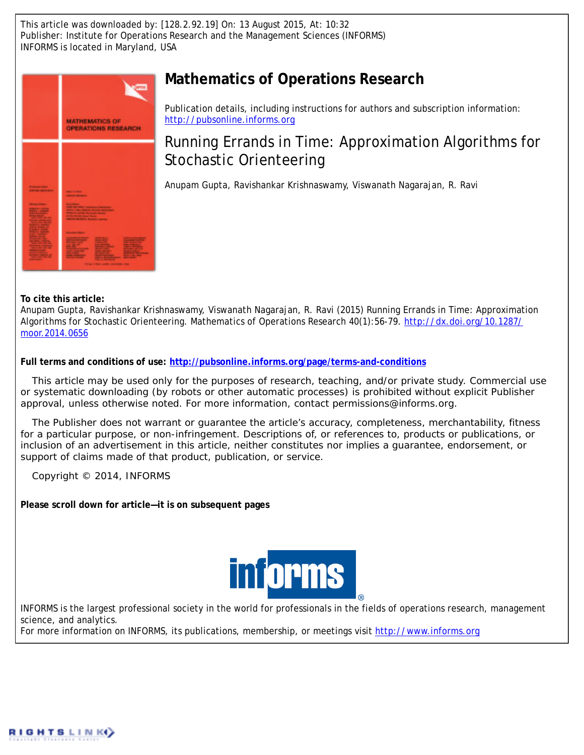This article was downloaded by: [128.2.92.19] On: 13 August 2015, At: 10:32
Publisher: Institute for Operations Research and the Management Sciences (INFORMS)
INFORMS is located in Maryland, USA

# Mathematics of Operations Research

Publication details, including instructions for authors and subscription information:
http://pubsonline.informs.org

## Running Errands in Time: Approximation Algorithms for Stochastic Orienteering

Anupam Gupta, Ravishankar Krishnaswamy, Viswanath Nagarajan, R. Ravi

**To cite this article:**
Anupam Gupta, Ravishankar Krishnaswamy, Viswanath Nagarajan, R. Ravi (2015) Running Errands in Time: Approximation Algorithms for Stochastic Orienteering. Mathematics of Operations Research 40(1):56-79. http://dx.doi.org/10.1287/moor.2014.0656

**Full terms and conditions of use: http://pubsonline.informs.org/page/terms-and-conditions**

This article may be used only for the purposes of research, teaching, and/or private study. Commercial use or systematic downloading (by robots or other automatic processes) is prohibited without explicit Publisher approval, unless otherwise noted. For more information, contact permissions@informs.org.

The Publisher does not warrant or guarantee the article's accuracy, completeness, merchantability, fitness for a particular purpose, or non-infringement. Descriptions of, or references to, products or publications, or inclusion of an advertisement in this article, neither constitutes nor implies a guarantee, endorsement, or support of claims made of that product, publication, or service.

Copyright © 2014, INFORMS

**Please scroll down for article—it is on subsequent pages**

INFORMS is the largest professional society in the world for professionals in the fields of operations research, management science, and analytics.
For more information on INFORMS, its publications, membership, or meetings visit http://www.informs.org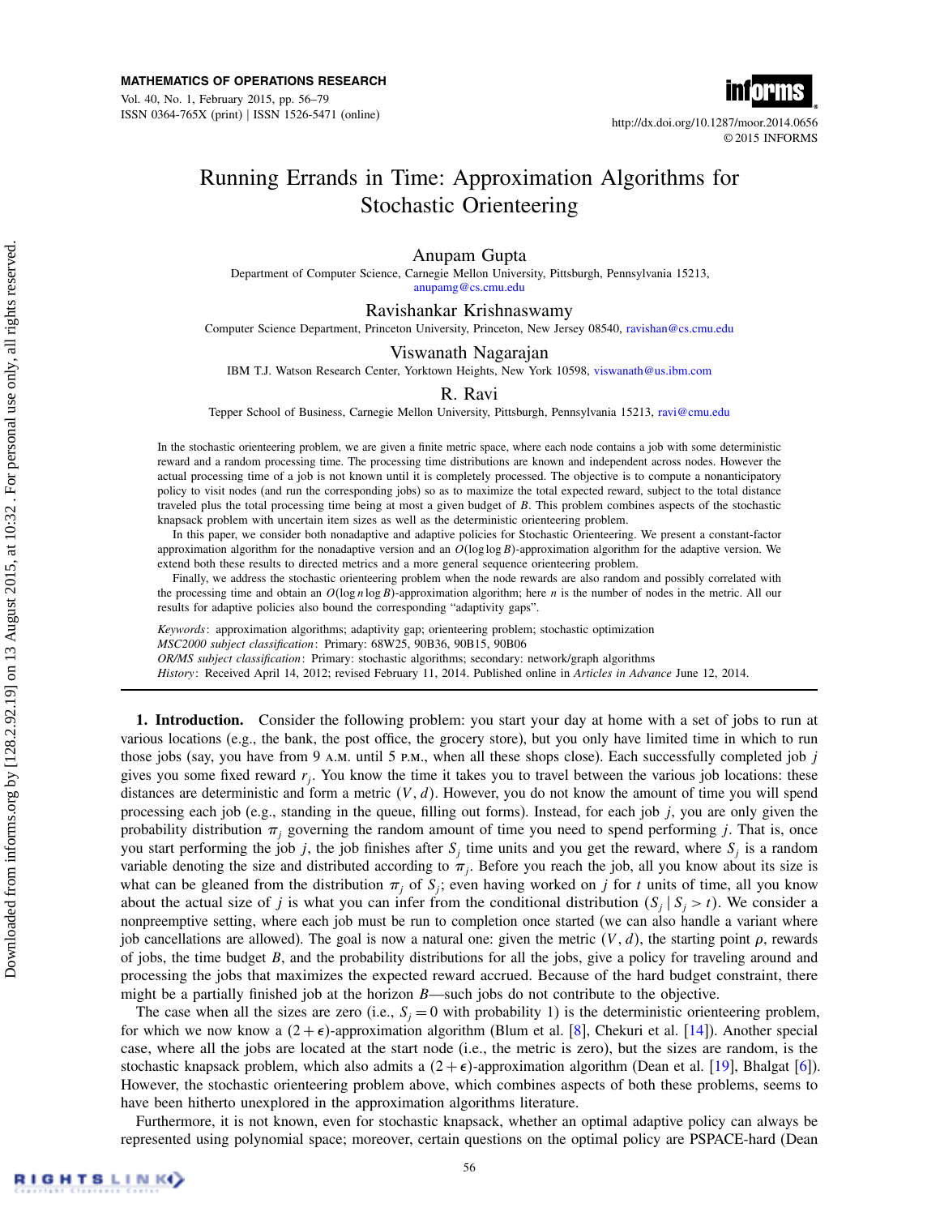MATHEMATICS OF OPERATIONS RESEARCH

Vol. 40, No. 1, February 2015, pp. 56–79

ISSN 0364-765X (print) | ISSN 1526-5471 (online)

http://dx.doi.org/10.1287/moor.2014.0656

© 2015 INFORMS

# Running Errands in Time: Approximation Algorithms for Stochastic Orienteering

**Anupam Gupta**

Department of Computer Science, Carnegie Mellon University, Pittsburgh, Pennsylvania 15213, anupamg@cs.cmu.edu

**Ravishankar Krishnaswamy**

Computer Science Department, Princeton University, Princeton, New Jersey 08540, ravishan@cs.cmu.edu

**Viswanath Nagarajan**

IBM T.J. Watson Research Center, Yorktown Heights, New York 10598, viswanath@us.ibm.com

**R. Ravi**

Tepper School of Business, Carnegie Mellon University, Pittsburgh, Pennsylvania 15213, ravi@cmu.edu

In the stochastic orienteering problem, we are given a finite metric space, where each node contains a job with some deterministic reward and a random processing time. The processing time distributions are known and independent across nodes. However the actual processing time of a job is not known until it is completely processed. The objective is to compute a nonanticipatory policy to visit nodes (and run the corresponding jobs) so as to maximize the total expected reward, subject to the total distance traveled plus the total processing time being at most a given budget of $B$. This problem combines aspects of the stochastic knapsack problem with uncertain item sizes as well as the deterministic orienteering problem.

In this paper, we consider both nonadaptive and adaptive policies for Stochastic Orienteering. We present a constant-factor approximation algorithm for the nonadaptive version and an $O(\log\log B)$-approximation algorithm for the adaptive version. We extend both these results to directed metrics and a more general sequence orienteering problem.

Finally, we address the stochastic orienteering problem when the node rewards are also random and possibly correlated with the processing time and obtain an $O(\log n \log B)$-approximation algorithm; here $n$ is the number of nodes in the metric. All our results for adaptive policies also bound the corresponding "adaptivity gaps".

*Keywords*: approximation algorithms; adaptivity gap; orienteering problem; stochastic optimization

*MSC2000 subject classification*: Primary: 68W25, 90B36, 90B15, 90B06

*OR/MS subject classification*: Primary: stochastic algorithms; secondary: network/graph algorithms

*History*: Received April 14, 2012; revised February 11, 2014. Published online in *Articles in Advance* June 12, 2014.

## 1. Introduction.

Consider the following problem: you start your day at home with a set of jobs to run at various locations (e.g., the bank, the post office, the grocery store), but you only have limited time in which to run those jobs (say, you have from 9 A.M. until 5 P.M., when all these shops close). Each successfully completed job $j$ gives you some fixed reward $r_j$. You know the time it takes you to travel between the various job locations: these distances are deterministic and form a metric $(V, d)$. However, you do not know the amount of time you will spend processing each job (e.g., standing in the queue, filling out forms). Instead, for each job $j$, you are only given the probability distribution $\pi_j$ governing the random amount of time you need to spend performing $j$. That is, once you start performing the job $j$, the job finishes after $S_j$ time units and you get the reward, where $S_j$ is a random variable denoting the size and distributed according to $\pi_j$. Before you reach the job, all you know about its size is what can be gleaned from the distribution $\pi_j$ of $S_j$; even having worked on $j$ for $t$ units of time, all you know about the actual size of $j$ is what you can infer from the conditional distribution $(S_j \mid S_j > t)$. We consider a nonpreemptive setting, where each job must be run to completion once started (we can also handle a variant where job cancellations are allowed). The goal is now a natural one: given the metric $(V, d)$, the starting point $\rho$, rewards of jobs, the time budget $B$, and the probability distributions for all the jobs, give a policy for traveling around and processing the jobs that maximizes the expected reward accrued. Because of the hard budget constraint, there might be a partially finished job at the horizon $B$—such jobs do not contribute to the objective.

The case when all the sizes are zero (i.e., $S_j = 0$ with probability 1) is the deterministic orienteering problem, for which we now know a $(2+\epsilon)$-approximation algorithm (Blum et al. [8], Chekuri et al. [14]). Another special case, where all the jobs are located at the start node (i.e., the metric is zero), but the sizes are random, is the stochastic knapsack problem, which also admits a $(2+\epsilon)$-approximation algorithm (Dean et al. [19], Bhalgat [6]). However, the stochastic orienteering problem above, which combines aspects of both these problems, seems to have been hitherto unexplored in the approximation algorithms literature.

Furthermore, it is not known, even for stochastic knapsack, whether an optimal adaptive policy can always be represented using polynomial space; moreover, certain questions on the optimal policy are PSPACE-hard (Dean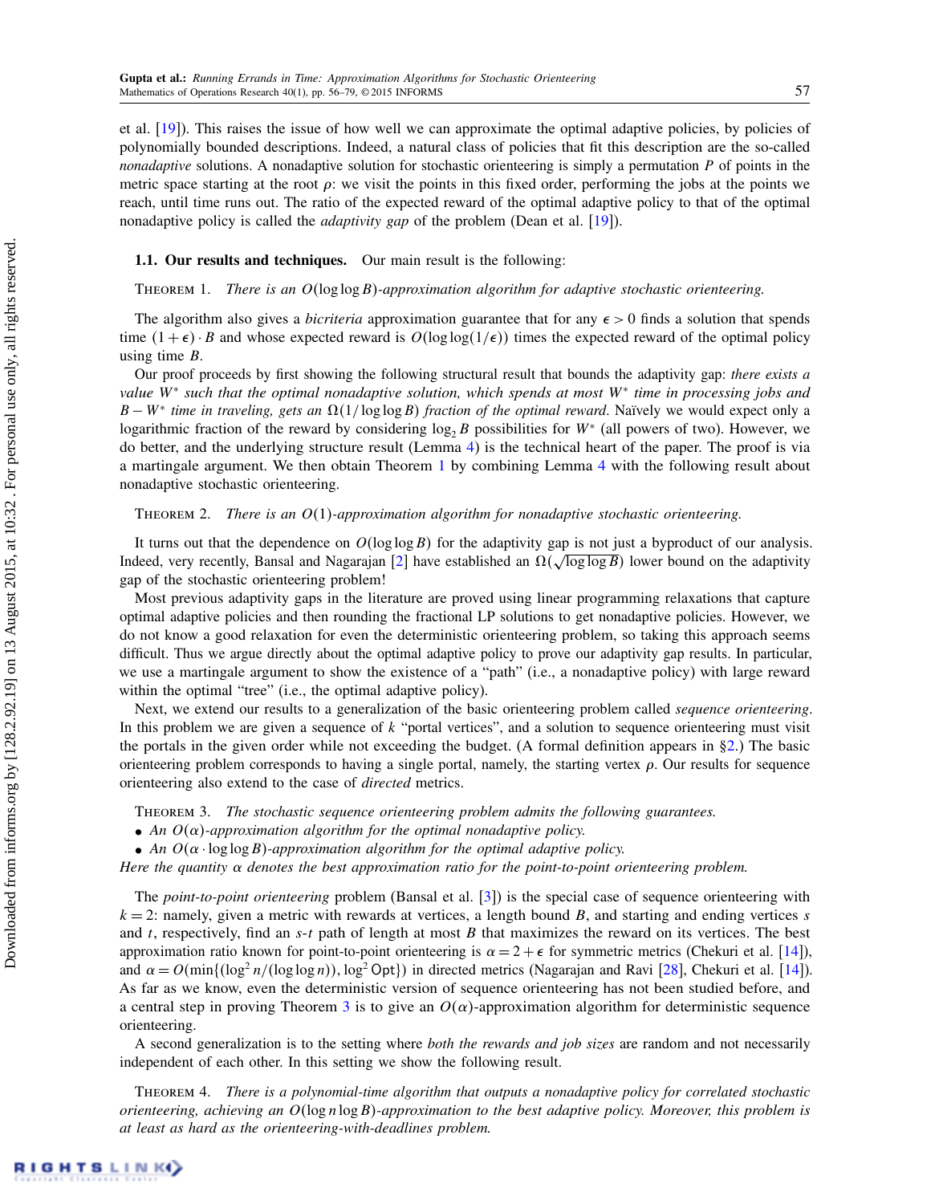et al. [19]). This raises the issue of how well we can approximate the optimal adaptive policies, by policies of polynomially bounded descriptions. Indeed, a natural class of policies that fit this description are the so-called *nonadaptive* solutions. A nonadaptive solution for stochastic orienteering is simply a permutation $P$ of points in the metric space starting at the root $\rho$: we visit the points in this fixed order, performing the jobs at the points we reach, until time runs out. The ratio of the expected reward of the optimal adaptive policy to that of the optimal nonadaptive policy is called the *adaptivity gap* of the problem (Dean et al. [19]).

### 1.1. Our results and techniques.

Our main result is the following:

THEOREM 1. *There is an $O(\log\log B)$-approximation algorithm for adaptive stochastic orienteering.*

The algorithm also gives a *bicriteria* approximation guarantee that for any $\epsilon > 0$ finds a solution that spends time $(1+\epsilon)\cdot B$ and whose expected reward is $O(\log\log(1/\epsilon))$ times the expected reward of the optimal policy using time $B$.

Our proof proceeds by first showing the following structural result that bounds the adaptivity gap: *there exists a value $W^*$ such that the optimal nonadaptive solution, which spends at most $W^*$ time in processing jobs and $B - W^*$ time in traveling, gets an $\Omega(1/\log\log B)$ fraction of the optimal reward.* Naïvely we would expect only a logarithmic fraction of the reward by considering $\log_2 B$ possibilities for $W^*$ (all powers of two). However, we do better, and the underlying structure result (Lemma 4) is the technical heart of the paper. The proof is via a martingale argument. We then obtain Theorem 1 by combining Lemma 4 with the following result about nonadaptive stochastic orienteering.

THEOREM 2. *There is an $O(1)$-approximation algorithm for nonadaptive stochastic orienteering.*

It turns out that the dependence on $O(\log\log B)$ for the adaptivity gap is not just a byproduct of our analysis. Indeed, very recently, Bansal and Nagarajan [2] have established an $\Omega(\sqrt{\log\log B})$ lower bound on the adaptivity gap of the stochastic orienteering problem!

Most previous adaptivity gaps in the literature are proved using linear programming relaxations that capture optimal adaptive policies and then rounding the fractional LP solutions to get nonadaptive policies. However, we do not know a good relaxation for even the deterministic orienteering problem, so taking this approach seems difficult. Thus we argue directly about the optimal adaptive policy to prove our adaptivity gap results. In particular, we use a martingale argument to show the existence of a "path" (i.e., a nonadaptive policy) with large reward within the optimal "tree" (i.e., the optimal adaptive policy).

Next, we extend our results to a generalization of the basic orienteering problem called *sequence orienteering*. In this problem we are given a sequence of $k$ "portal vertices", and a solution to sequence orienteering must visit the portals in the given order while not exceeding the budget. (A formal definition appears in §2.) The basic orienteering problem corresponds to having a single portal, namely, the starting vertex $\rho$. Our results for sequence orienteering also extend to the case of *directed* metrics.

THEOREM 3. *The stochastic sequence orienteering problem admits the following guarantees.*

- *An $O(\alpha)$-approximation algorithm for the optimal nonadaptive policy.*
- *An $O(\alpha\cdot\log\log B)$-approximation algorithm for the optimal adaptive policy.*

*Here the quantity $\alpha$ denotes the best approximation ratio for the point-to-point orienteering problem.*

The *point-to-point orienteering* problem (Bansal et al. [3]) is the special case of sequence orienteering with $k=2$: namely, given a metric with rewards at vertices, a length bound $B$, and starting and ending vertices $s$ and $t$, respectively, find an $s$-$t$ path of length at most $B$ that maximizes the reward on its vertices. The best approximation ratio known for point-to-point orienteering is $\alpha = 2+\epsilon$ for symmetric metrics (Chekuri et al. [14]), and $\alpha = O(\min\{(\log^2 n/(\log\log n)), \log^2 \mathsf{Opt}\})$ in directed metrics (Nagarajan and Ravi [28], Chekuri et al. [14]). As far as we know, even the deterministic version of sequence orienteering has not been studied before, and a central step in proving Theorem 3 is to give an $O(\alpha)$-approximation algorithm for deterministic sequence orienteering.

A second generalization is to the setting where *both the rewards and job sizes* are random and not necessarily independent of each other. In this setting we show the following result.

THEOREM 4. *There is a polynomial-time algorithm that outputs a nonadaptive policy for correlated stochastic orienteering, achieving an $O(\log n\log B)$-approximation to the best adaptive policy. Moreover, this problem is at least as hard as the orienteering-with-deadlines problem.*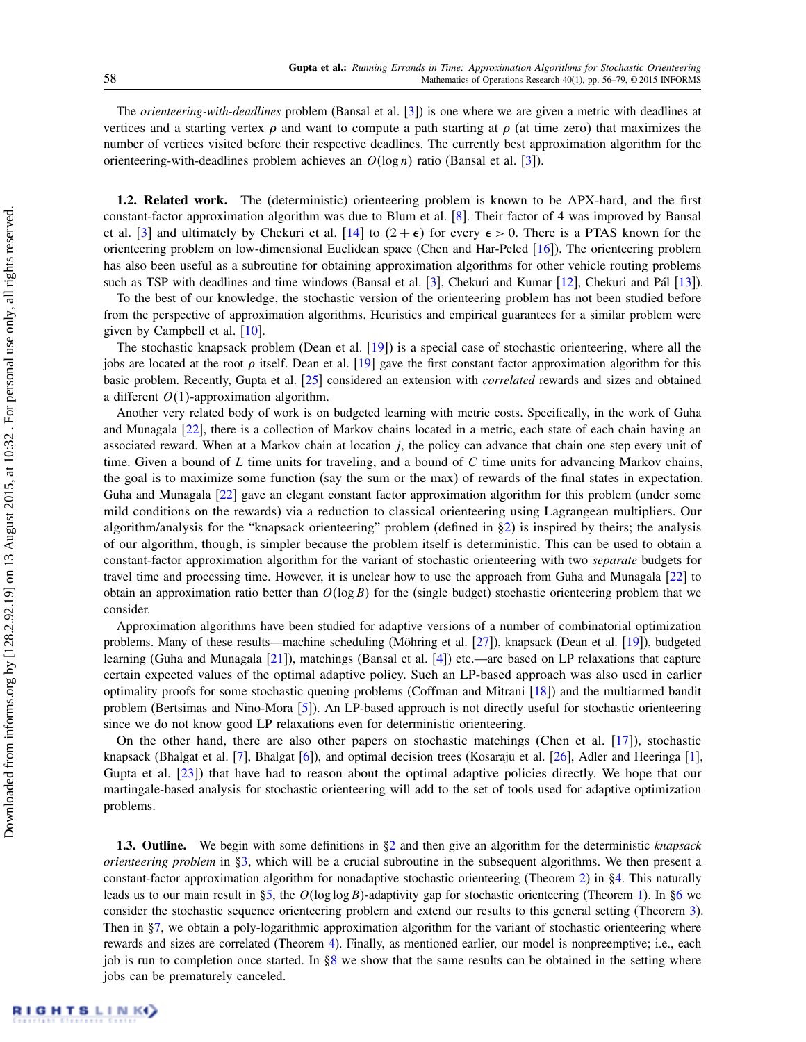The *orienteering-with-deadlines* problem (Bansal et al. [3]) is one where we are given a metric with deadlines at vertices and a starting vertex $\rho$ and want to compute a path starting at $\rho$ (at time zero) that maximizes the number of vertices visited before their respective deadlines. The currently best approximation algorithm for the orienteering-with-deadlines problem achieves an $O(\log n)$ ratio (Bansal et al. [3]).

**1.2. Related work.** The (deterministic) orienteering problem is known to be APX-hard, and the first constant-factor approximation algorithm was due to Blum et al. [8]. Their factor of 4 was improved by Bansal et al. [3] and ultimately by Chekuri et al. [14] to $(2+\epsilon)$ for every $\epsilon > 0$. There is a PTAS known for the orienteering problem on low-dimensional Euclidean space (Chen and Har-Peled [16]). The orienteering problem has also been useful as a subroutine for obtaining approximation algorithms for other vehicle routing problems such as TSP with deadlines and time windows (Bansal et al. [3], Chekuri and Kumar [12], Chekuri and Pál [13]).

To the best of our knowledge, the stochastic version of the orienteering problem has not been studied before from the perspective of approximation algorithms. Heuristics and empirical guarantees for a similar problem were given by Campbell et al. [10].

The stochastic knapsack problem (Dean et al. [19]) is a special case of stochastic orienteering, where all the jobs are located at the root $\rho$ itself. Dean et al. [19] gave the first constant factor approximation algorithm for this basic problem. Recently, Gupta et al. [25] considered an extension with *correlated* rewards and sizes and obtained a different $O(1)$-approximation algorithm.

Another very related body of work is on budgeted learning with metric costs. Specifically, in the work of Guha and Munagala [22], there is a collection of Markov chains located in a metric, each state of each chain having an associated reward. When at a Markov chain at location $j$, the policy can advance that chain one step every unit of time. Given a bound of $L$ time units for traveling, and a bound of $C$ time units for advancing Markov chains, the goal is to maximize some function (say the sum or the max) of rewards of the final states in expectation. Guha and Munagala [22] gave an elegant constant factor approximation algorithm for this problem (under some mild conditions on the rewards) via a reduction to classical orienteering using Lagrangean multipliers. Our algorithm/analysis for the "knapsack orienteering" problem (defined in §2) is inspired by theirs; the analysis of our algorithm, though, is simpler because the problem itself is deterministic. This can be used to obtain a constant-factor approximation algorithm for the variant of stochastic orienteering with two *separate* budgets for travel time and processing time. However, it is unclear how to use the approach from Guha and Munagala [22] to obtain an approximation ratio better than $O(\log B)$ for the (single budget) stochastic orienteering problem that we consider.

Approximation algorithms have been studied for adaptive versions of a number of combinatorial optimization problems. Many of these results—machine scheduling (Möhring et al. [27]), knapsack (Dean et al. [19]), budgeted learning (Guha and Munagala [21]), matchings (Bansal et al. [4]) etc.—are based on LP relaxations that capture certain expected values of the optimal adaptive policy. Such an LP-based approach was also used in earlier optimality proofs for some stochastic queuing problems (Coffman and Mitrani [18]) and the multiarmed bandit problem (Bertsimas and Nino-Mora [5]). An LP-based approach is not directly useful for stochastic orienteering since we do not know good LP relaxations even for deterministic orienteering.

On the other hand, there are also other papers on stochastic matchings (Chen et al. [17]), stochastic knapsack (Bhalgat et al. [7], Bhalgat [6]), and optimal decision trees (Kosaraju et al. [26], Adler and Heeringa [1], Gupta et al. [23]) that have had to reason about the optimal adaptive policies directly. We hope that our martingale-based analysis for stochastic orienteering will add to the set of tools used for adaptive optimization problems.

**1.3. Outline.** We begin with some definitions in §2 and then give an algorithm for the deterministic *knapsack orienteering problem* in §3, which will be a crucial subroutine in the subsequent algorithms. We then present a constant-factor approximation algorithm for nonadaptive stochastic orienteering (Theorem 2) in §4. This naturally leads us to our main result in §5, the $O(\log\log B)$-adaptivity gap for stochastic orienteering (Theorem 1). In §6 we consider the stochastic sequence orienteering problem and extend our results to this general setting (Theorem 3). Then in §7, we obtain a poly-logarithmic approximation algorithm for the variant of stochastic orienteering where rewards and sizes are correlated (Theorem 4). Finally, as mentioned earlier, our model is nonpreemptive; i.e., each job is run to completion once started. In §8 we show that the same results can be obtained in the setting where jobs can be prematurely canceled.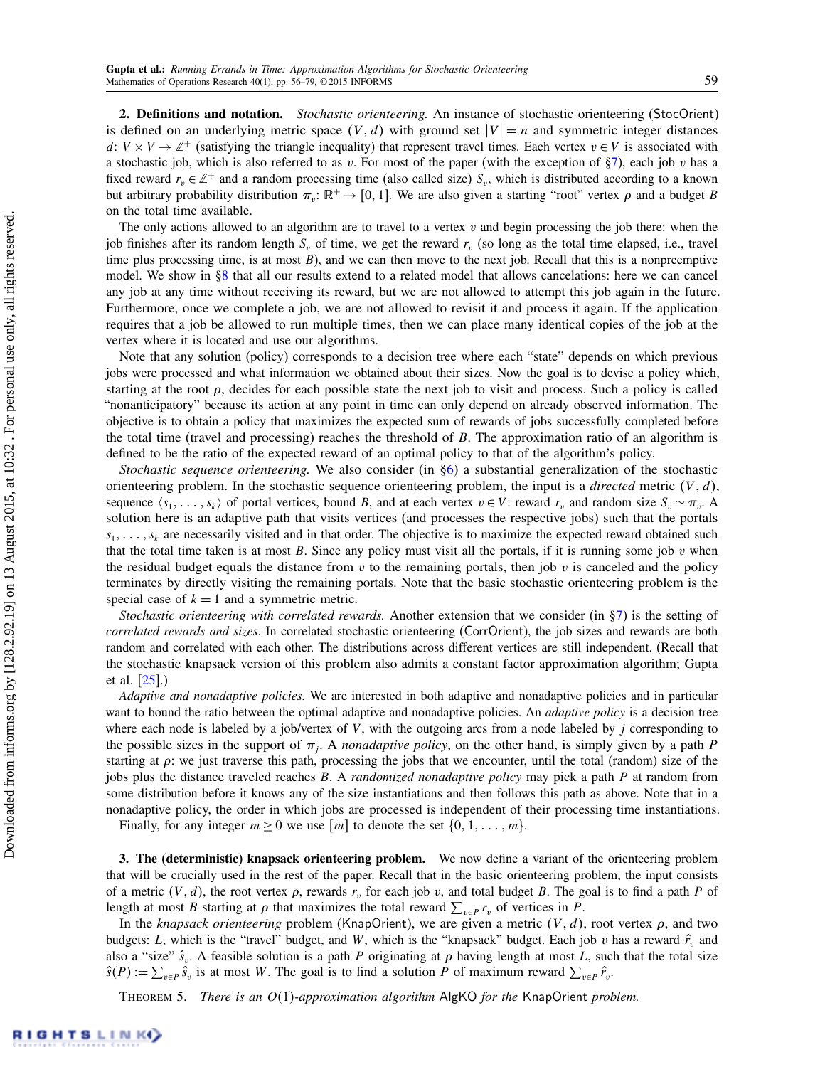## 2. Definitions and notation.

*Stochastic orienteering.* An instance of stochastic orienteering (StocOrient) is defined on an underlying metric space $(V, d)$ with ground set $|V| = n$ and symmetric integer distances $d: V \times V \to \mathbb{Z}^+$ (satisfying the triangle inequality) that represent travel times. Each vertex $v \in V$ is associated with a stochastic job, which is also referred to as $v$. For most of the paper (with the exception of §7), each job $v$ has a fixed reward $r_v \in \mathbb{Z}^+$ and a random processing time (also called size) $S_v$, which is distributed according to a known but arbitrary probability distribution $\pi_v: \mathbb{R}^+ \to [0, 1]$. We are also given a starting "root" vertex $\rho$ and a budget $B$ on the total time available.

The only actions allowed to an algorithm are to travel to a vertex $v$ and begin processing the job there: when the job finishes after its random length $S_v$ of time, we get the reward $r_v$ (so long as the total time elapsed, i.e., travel time plus processing time, is at most $B$), and we can then move to the next job. Recall that this is a nonpreemptive model. We show in §8 that all our results extend to a related model that allows cancelations: here we can cancel any job at any time without receiving its reward, but we are not allowed to attempt this job again in the future. Furthermore, once we complete a job, we are not allowed to revisit it and process it again. If the application requires that a job be allowed to run multiple times, then we can place many identical copies of the job at the vertex where it is located and use our algorithms.

Note that any solution (policy) corresponds to a decision tree where each "state" depends on which previous jobs were processed and what information we obtained about their sizes. Now the goal is to devise a policy which, starting at the root $\rho$, decides for each possible state the next job to visit and process. Such a policy is called "nonanticipatory" because its action at any point in time can only depend on already observed information. The objective is to obtain a policy that maximizes the expected sum of rewards of jobs successfully completed before the total time (travel and processing) reaches the threshold of $B$. The approximation ratio of an algorithm is defined to be the ratio of the expected reward of an optimal policy to that of the algorithm's policy.

*Stochastic sequence orienteering.* We also consider (in §6) a substantial generalization of the stochastic orienteering problem. In the stochastic sequence orienteering problem, the input is a *directed* metric $(V, d)$, sequence $\langle s_1, \ldots, s_k \rangle$ of portal vertices, bound $B$, and at each vertex $v \in V$: reward $r_v$ and random size $S_v \sim \pi_v$. A solution here is an adaptive path that visits vertices (and processes the respective jobs) such that the portals $s_1, \ldots, s_k$ are necessarily visited and in that order. The objective is to maximize the expected reward obtained such that the total time taken is at most $B$. Since any policy must visit all the portals, if it is running some job $v$ when the residual budget equals the distance from $v$ to the remaining portals, then job $v$ is canceled and the policy terminates by directly visiting the remaining portals. Note that the basic stochastic orienteering problem is the special case of $k = 1$ and a symmetric metric.

*Stochastic orienteering with correlated rewards.* Another extension that we consider (in §7) is the setting of *correlated rewards and sizes*. In correlated stochastic orienteering (CorrOrient), the job sizes and rewards are both random and correlated with each other. The distributions across different vertices are still independent. (Recall that the stochastic knapsack version of this problem also admits a constant factor approximation algorithm; Gupta et al. [25].)

*Adaptive and nonadaptive policies.* We are interested in both adaptive and nonadaptive policies and in particular want to bound the ratio between the optimal adaptive and nonadaptive policies. An *adaptive policy* is a decision tree where each node is labeled by a job/vertex of $V$, with the outgoing arcs from a node labeled by $j$ corresponding to the possible sizes in the support of $\pi_j$. A *nonadaptive policy*, on the other hand, is simply given by a path $P$ starting at $\rho$: we just traverse this path, processing the jobs that we encounter, until the total (random) size of the jobs plus the distance traveled reaches $B$. A *randomized nonadaptive policy* may pick a path $P$ at random from some distribution before it knows any of the size instantiations and then follows this path as above. Note that in a nonadaptive policy, the order in which jobs are processed is independent of their processing time instantiations.

Finally, for any integer $m \geq 0$ we use $[m]$ to denote the set $\{0, 1, \ldots, m\}$.

## 3. The (deterministic) knapsack orienteering problem.

We now define a variant of the orienteering problem that will be crucially used in the rest of the paper. Recall that in the basic orienteering problem, the input consists of a metric $(V, d)$, the root vertex $\rho$, rewards $r_v$ for each job $v$, and total budget $B$. The goal is to find a path $P$ of length at most $B$ starting at $\rho$ that maximizes the total reward $\sum_{v \in P} r_v$ of vertices in $P$.

In the *knapsack orienteering* problem (KnapOrient), we are given a metric $(V, d)$, root vertex $\rho$, and two budgets: $L$, which is the "travel" budget, and $W$, which is the "knapsack" budget. Each job $v$ has a reward $\hat{r}_v$ and also a "size" $\hat{s}_v$. A feasible solution is a path $P$ originating at $\rho$ having length at most $L$, such that the total size $\hat{s}(P) := \sum_{v \in P} \hat{s}_v$ is at most $W$. The goal is to find a solution $P$ of maximum reward $\sum_{v \in P} \hat{r}_v$.

THEOREM 5. *There is an $O(1)$-approximation algorithm* AlgKO *for the* KnapOrient *problem.*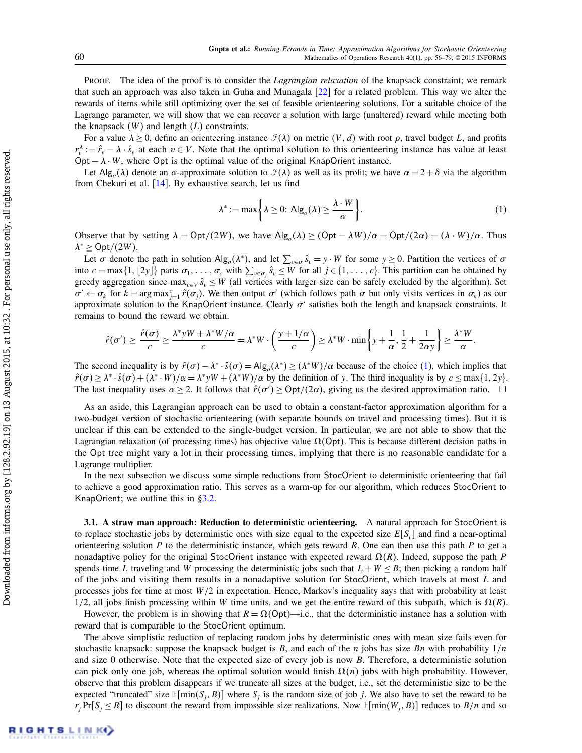Proof. The idea of the proof is to consider the *Lagrangian relaxation* of the knapsack constraint; we remark that such an approach was also taken in Guha and Munagala [22] for a related problem. This way we alter the rewards of items while still optimizing over the set of feasible orienteering solutions. For a suitable choice of the Lagrange parameter, we will show that we can recover a solution with large (unaltered) reward while meeting both the knapsack ($W$) and length ($L$) constraints.

For a value $\lambda \geq 0$, define an orienteering instance $\mathcal{I}(\lambda)$ on metric $(V, d)$ with root $\rho$, travel budget $L$, and profits $r_v^\lambda := \hat{r}_v - \lambda \cdot \hat{s}_v$ at each $v \in V$. Note that the optimal solution to this orienteering instance has value at least $\mathsf{Opt} - \lambda \cdot W$, where $\mathsf{Opt}$ is the optimal value of the original KnapOrient instance.

Let $\mathsf{Alg}_o(\lambda)$ denote an $\alpha$-approximate solution to $\mathcal{I}(\lambda)$ as well as its profit; we have $\alpha = 2+\delta$ via the algorithm from Chekuri et al. [14]. By exhaustive search, let us find

$$\lambda^* := \max\left\{\lambda \geq 0\colon \mathsf{Alg}_o(\lambda) \geq \frac{\lambda \cdot W}{\alpha}\right\}. \tag{1}$$

Observe that by setting $\lambda = \mathsf{Opt}/(2W)$, we have $\mathsf{Alg}_o(\lambda) \geq (\mathsf{Opt} - \lambda W)/\alpha = \mathsf{Opt}/(2\alpha) = (\lambda \cdot W)/\alpha$. Thus $\lambda^* \geq \mathsf{Opt}/(2W)$.

Let $\sigma$ denote the path in solution $\mathsf{Alg}_o(\lambda^*)$, and let $\sum_{v\in\sigma} \hat{s}_v = y \cdot W$ for some $y \geq 0$. Partition the vertices of $\sigma$ into $c = \max\{1, \lfloor 2y \rfloor\}$ parts $\sigma_1, \ldots, \sigma_c$ with $\sum_{v\in\sigma_j} \hat{s}_v \leq W$ for all $j \in \{1, \ldots, c\}$. This partition can be obtained by greedy aggregation since $\max_{v\in V} \hat{s}_v \leq W$ (all vertices with larger size can be safely excluded by the algorithm). Set $\sigma' \leftarrow \sigma_k$ for $k = \arg\max_{j=1}^{c} \hat{r}(\sigma_j)$. We then output $\sigma'$ (which follows path $\sigma$ but only visits vertices in $\sigma_k$) as our approximate solution to the KnapOrient instance. Clearly $\sigma'$ satisfies both the length and knapsack constraints. It remains to bound the reward we obtain.

$$\hat{r}(\sigma') \geq \frac{\hat{r}(\sigma)}{c} \geq \frac{\lambda^* yW + \lambda^* W/\alpha}{c} = \lambda^* W \cdot \left(\frac{y + 1/\alpha}{c}\right) \geq \lambda^* W \cdot \min\left\{y + \frac{1}{\alpha}, \frac{1}{2} + \frac{1}{2\alpha y}\right\} \geq \frac{\lambda^* W}{\alpha}.$$

The second inequality is by $\hat{r}(\sigma) - \lambda^* \cdot \hat{s}(\sigma) = \mathsf{Alg}_o(\lambda^*) \geq (\lambda^* W)/\alpha$ because of the choice (1), which implies that $\hat{r}(\sigma) \geq \lambda^* \cdot \hat{s}(\sigma) + (\lambda^* \cdot W)/\alpha = \lambda^* yW + (\lambda^* W)/\alpha$ by the definition of $y$. The third inequality is by $c \leq \max\{1, 2y\}$. The last inequality uses $\alpha \geq 2$. It follows that $\hat{r}(\sigma') \geq \mathsf{Opt}/(2\alpha)$, giving us the desired approximation ratio. $\square$

As an aside, this Lagrangian approach can be used to obtain a constant-factor approximation algorithm for a two-budget version of stochastic orienteering (with separate bounds on travel and processing times). But it is unclear if this can be extended to the single-budget version. In particular, we are not able to show that the Lagrangian relaxation (of processing times) has objective value $\Omega(\mathsf{Opt})$. This is because different decision paths in the Opt tree might vary a lot in their processing times, implying that there is no reasonable candidate for a Lagrange multiplier.

In the next subsection we discuss some simple reductions from StocOrient to deterministic orienteering that fail to achieve a good approximation ratio. This serves as a warm-up for our algorithm, which reduces StocOrient to KnapOrient; we outline this in §3.2.

### 3.1. A straw man approach: Reduction to deterministic orienteering.

A natural approach for StocOrient is to replace stochastic jobs by deterministic ones with size equal to the expected size $E[S_v]$ and find a near-optimal orienteering solution $P$ to the deterministic instance, which gets reward $R$. One can then use this path $P$ to get a nonadaptive policy for the original StocOrient instance with expected reward $\Omega(R)$. Indeed, suppose the path $P$ spends time $L$ traveling and $W$ processing the deterministic jobs such that $L + W \leq B$; then picking a random half of the jobs and visiting them results in a nonadaptive solution for StocOrient, which travels at most $L$ and processes jobs for time at most $W/2$ in expectation. Hence, Markov's inequality says that with probability at least $1/2$, all jobs finish processing within $W$ time units, and we get the entire reward of this subpath, which is $\Omega(R)$.

However, the problem is in showing that $R = \Omega(\mathsf{Opt})$—i.e., that the deterministic instance has a solution with reward that is comparable to the StocOrient optimum.

The above simplistic reduction of replacing random jobs by deterministic ones with mean size fails even for stochastic knapsack: suppose the knapsack budget is $B$, and each of the $n$ jobs has size $Bn$ with probability $1/n$ and size 0 otherwise. Note that the expected size of every job is now $B$. Therefore, a deterministic solution can pick only one job, whereas the optimal solution would finish $\Omega(n)$ jobs with high probability. However, observe that this problem disappears if we truncate all sizes at the budget, i.e., set the deterministic size to be the expected "truncated" size $\mathbb{E}[\min(S_j, B)]$ where $S_j$ is the random size of job $j$. We also have to set the reward to be $r_j \Pr[S_j \leq B]$ to discount the reward from impossible size realizations. Now $\mathbb{E}[\min(W_j, B)]$ reduces to $B/n$ and so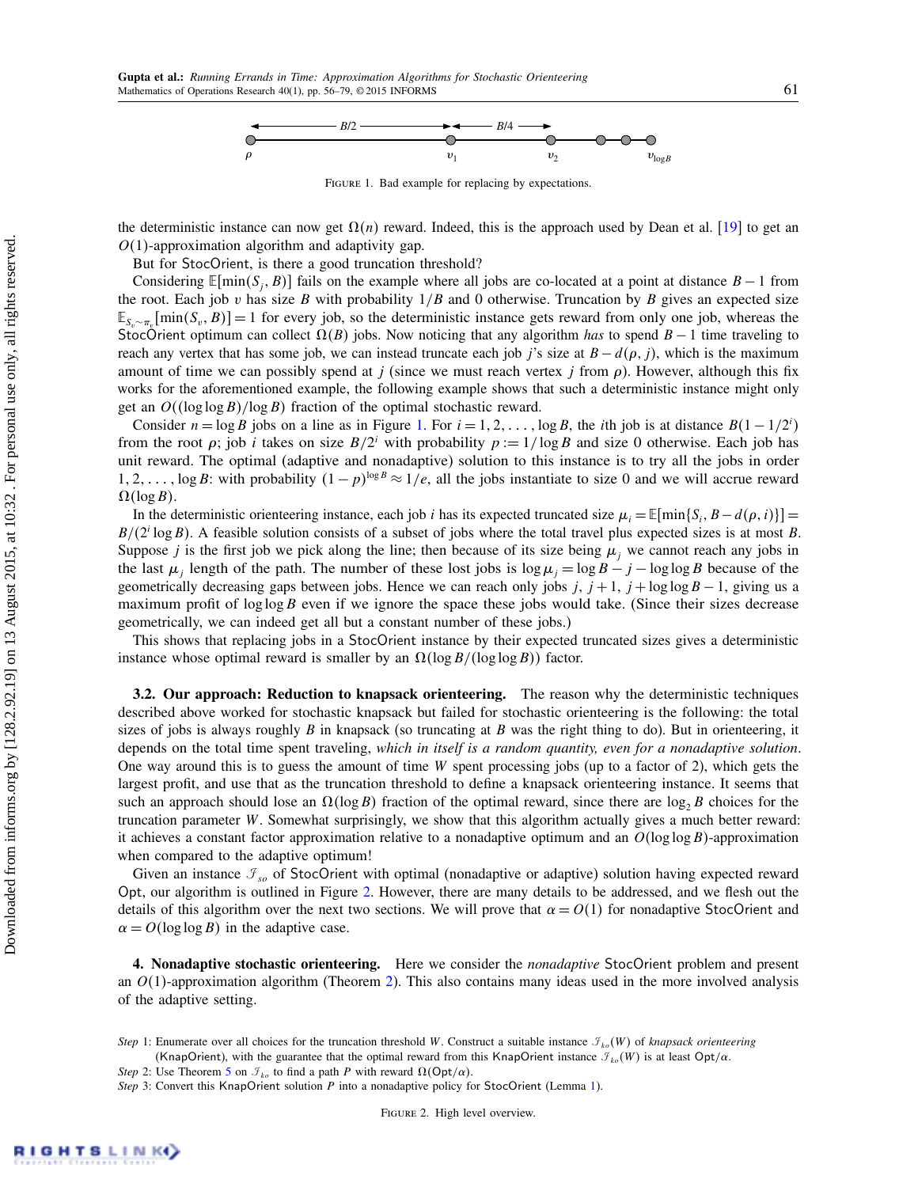FIGURE 1. Bad example for replacing by expectations.

the deterministic instance can now get $\Omega(n)$ reward. Indeed, this is the approach used by Dean et al. [19] to get an $O(1)$-approximation algorithm and adaptivity gap.

But for StocOrient, is there a good truncation threshold?

Considering $\mathbb{E}[\min(S_j, B)]$ fails on the example where all jobs are co-located at a point at distance $B-1$ from the root. Each job $v$ has size $B$ with probability $1/B$ and 0 otherwise. Truncation by $B$ gives an expected size $\mathbb{E}_{S_v \sim \pi_v}[\min(S_v, B)] = 1$ for every job, so the deterministic instance gets reward from only one job, whereas the StocOrient optimum can collect $\Omega(B)$ jobs. Now noticing that any algorithm *has* to spend $B-1$ time traveling to reach any vertex that has some job, we can instead truncate each job $j$'s size at $B - d(\rho, j)$, which is the maximum amount of time we can possibly spend at $j$ (since we must reach vertex $j$ from $\rho$). However, although this fix works for the aforementioned example, the following example shows that such a deterministic instance might only get an $O((\log\log B)/\log B)$ fraction of the optimal stochastic reward.

Consider $n = \log B$ jobs on a line as in Figure 1. For $i = 1, 2, \ldots, \log B$, the $i$th job is at distance $B(1 - 1/2^i)$ from the root $\rho$; job $i$ takes on size $B/2^i$ with probability $p := 1/\log B$ and size 0 otherwise. Each job has unit reward. The optimal (adaptive and nonadaptive) solution to this instance is to try all the jobs in order $1, 2, \ldots, \log B$: with probability $(1-p)^{\log B} \approx 1/e$, all the jobs instantiate to size 0 and we will accrue reward $\Omega(\log B)$.

In the deterministic orienteering instance, each job $i$ has its expected truncated size $\mu_i = \mathbb{E}[\min\{S_i, B - d(\rho, i)\}] = B/(2^i \log B)$. A feasible solution consists of a subset of jobs where the total travel plus expected sizes is at most $B$. Suppose $j$ is the first job we pick along the line; then because of its size being $\mu_j$ we cannot reach any jobs in the last $\mu_j$ length of the path. The number of these lost jobs is $\log \mu_j = \log B - j - \log\log B$ because of the geometrically decreasing gaps between jobs. Hence we can reach only jobs $j, j+1, j+\log\log B - 1$, giving us a maximum profit of $\log\log B$ even if we ignore the space these jobs would take. (Since their sizes decrease geometrically, we can indeed get all but a constant number of these jobs.)

This shows that replacing jobs in a StocOrient instance by their expected truncated sizes gives a deterministic instance whose optimal reward is smaller by an $\Omega(\log B/(\log\log B))$ factor.

### 3.2. Our approach: Reduction to knapsack orienteering.

The reason why the deterministic techniques described above worked for stochastic knapsack but failed for stochastic orienteering is the following: the total sizes of jobs is always roughly $B$ in knapsack (so truncating at $B$ was the right thing to do). But in orienteering, it depends on the total time spent traveling, *which in itself is a random quantity, even for a nonadaptive solution*. One way around this is to guess the amount of time $W$ spent processing jobs (up to a factor of 2), which gets the largest profit, and use that as the truncation threshold to define a knapsack orienteering instance. It seems that such an approach should lose an $\Omega(\log B)$ fraction of the optimal reward, since there are $\log_2 B$ choices for the truncation parameter $W$. Somewhat surprisingly, we show that this algorithm actually gives a much better reward: it achieves a constant factor approximation relative to a nonadaptive optimum and an $O(\log\log B)$-approximation when compared to the adaptive optimum!

Given an instance $\mathcal{I}_{so}$ of StocOrient with optimal (nonadaptive or adaptive) solution having expected reward Opt, our algorithm is outlined in Figure 2. However, there are many details to be addressed, and we flesh out the details of this algorithm over the next two sections. We will prove that $\alpha = O(1)$ for nonadaptive StocOrient and $\alpha = O(\log\log B)$ in the adaptive case.

## 4. Nonadaptive stochastic orienteering.

Here we consider the *nonadaptive* StocOrient problem and present an $O(1)$-approximation algorithm (Theorem 2). This also contains many ideas used in the more involved analysis of the adaptive setting.

*Step* 1: Enumerate over all choices for the truncation threshold $W$. Construct a suitable instance $\mathcal{I}_{ko}(W)$ of *knapsack orienteering* (KnapOrient), with the guarantee that the optimal reward from this KnapOrient instance $\mathcal{I}_{ko}(W)$ is at least $\mathsf{Opt}/\alpha$.

*Step* 2: Use Theorem 5 on $\mathcal{I}_{ko}$ to find a path $P$ with reward $\Omega(\mathsf{Opt}/\alpha)$.

*Step* 3: Convert this KnapOrient solution $P$ into a nonadaptive policy for StocOrient (Lemma 1).

FIGURE 2. High level overview.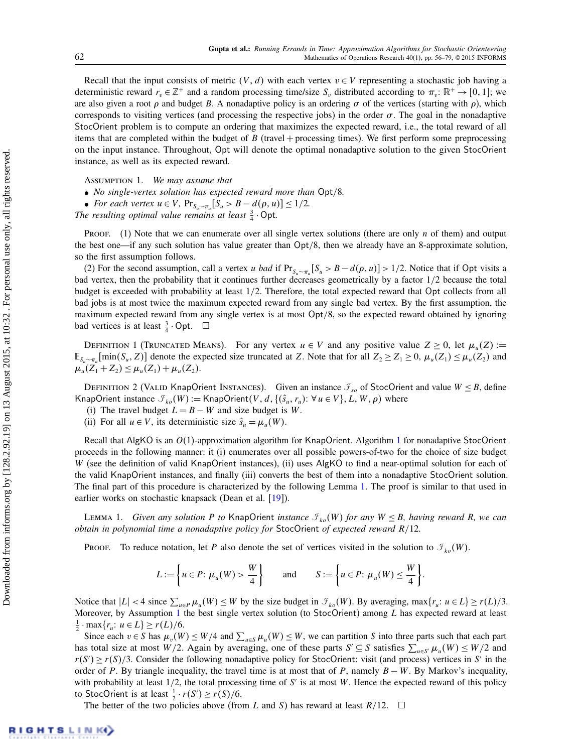Recall that the input consists of metric $(V, d)$ with each vertex $v \in V$ representing a stochastic job having a deterministic reward $r_v \in \mathbb{Z}^+$ and a random processing time/size $S_v$ distributed according to $\pi_v$: $\mathbb{R}^+ \to [0, 1]$; we are also given a root $\rho$ and budget $B$. A nonadaptive policy is an ordering $\sigma$ of the vertices (starting with $\rho$), which corresponds to visiting vertices (and processing the respective jobs) in the order $\sigma$. The goal in the nonadaptive StocOrient problem is to compute an ordering that maximizes the expected reward, i.e., the total reward of all items that are completed within the budget of $B$ (travel + processing times). We first perform some preprocessing on the input instance. Throughout, Opt will denote the optimal nonadaptive solution to the given StocOrient instance, as well as its expected reward.

Assumption 1. *We may assume that*

- *No single-vertex solution has expected reward more than* Opt/8.
- *For each vertex* $u \in V$, $\Pr_{S_u \sim \pi_u}[S_u > B - d(\rho, u)] \le 1/2$.

*The resulting optimal value remains at least* $\frac{3}{4} \cdot \mathsf{Opt}$.

Proof. (1) Note that we can enumerate over all single vertex solutions (there are only $n$ of them) and output the best one—if any such solution has value greater than Opt/8, then we already have an 8-approximate solution, so the first assumption follows.

(2) For the second assumption, call a vertex $u$ *bad* if $\Pr_{S_u \sim \pi_u}[S_u > B - d(\rho, u)] > 1/2$. Notice that if Opt visits a bad vertex, then the probability that it continues further decreases geometrically by a factor 1/2 because the total budget is exceeded with probability at least 1/2. Therefore, the total expected reward that Opt collects from all bad jobs is at most twice the maximum expected reward from any single bad vertex. By the first assumption, the maximum expected reward from any single vertex is at most Opt/8, so the expected reward obtained by ignoring bad vertices is at least $\frac{3}{4} \cdot \mathsf{Opt}$. $\square$

Definition 1 (Truncated Means). For any vertex $u \in V$ and any positive value $Z \ge 0$, let $\mu_u(Z) := \mathbb{E}_{S_u \sim \pi_u}[\min(S_u, Z)]$ denote the expected size truncated at $Z$. Note that for all $Z_2 \ge Z_1 \ge 0$, $\mu_u(Z_1) \le \mu_u(Z_2)$ and $\mu_u(Z_1 + Z_2) \le \mu_u(Z_1) + \mu_u(Z_2)$.

Definition 2 (Valid KnapOrient Instances). Given an instance $\mathcal{I}_{so}$ of StocOrient and value $W \le B$, define KnapOrient instance $\mathcal{I}_{ko}(W) := \mathsf{KnapOrient}(V, d, \{(\hat{s}_u, r_u): \forall\, u \in V\}, L, W, \rho)$ where

(i) The travel budget $L = B - W$ and size budget is $W$.

(ii) For all $u \in V$, its deterministic size $\hat{s}_u = \mu_u(W)$.

Recall that AlgKO is an $O(1)$-approximation algorithm for KnapOrient. Algorithm 1 for nonadaptive StocOrient proceeds in the following manner: it (i) enumerates over all possible powers-of-two for the choice of size budget $W$ (see the definition of valid KnapOrient instances), (ii) uses AlgKO to find a near-optimal solution for each of the valid KnapOrient instances, and finally (iii) converts the best of them into a nonadaptive StocOrient solution. The final part of this procedure is characterized by the following Lemma 1. The proof is similar to that used in earlier works on stochastic knapsack (Dean et al. [19]).

Lemma 1. *Given any solution $P$ to* KnapOrient *instance $\mathcal{I}_{ko}(W)$ for any $W \le B$, having reward $R$, we can obtain in polynomial time a nonadaptive policy for* StocOrient *of expected reward $R/12$.*

Proof. To reduce notation, let $P$ also denote the set of vertices visited in the solution to $\mathcal{I}_{ko}(W)$.

$$L := \left\{ u \in P\colon \mu_u(W) > \frac{W}{4} \right\} \qquad \text{and} \qquad S := \left\{ u \in P\colon \mu_u(W) \le \frac{W}{4} \right\}.$$

Notice that $|L| < 4$ since $\sum_{u \in P} \mu_u(W) \le W$ by the size budget in $\mathcal{I}_{ko}(W)$. By averaging, $\max\{r_u\colon u \in L\} \ge r(L)/3$. Moreover, by Assumption 1 the best single vertex solution (to StocOrient) among $L$ has expected reward at least $\frac{1}{2} \cdot \max\{r_u\colon u \in L\} \ge r(L)/6$.

Since each $v \in S$ has $\mu_v(W) \le W/4$ and $\sum_{u \in S} \mu_u(W) \le W$, we can partition $S$ into three parts such that each part has total size at most $W/2$. Again by averaging, one of these parts $S' \subseteq S$ satisfies $\sum_{u \in S'} \mu_u(W) \le W/2$ and $r(S') \ge r(S)/3$. Consider the following nonadaptive policy for StocOrient: visit (and process) vertices in $S'$ in the order of $P$. By triangle inequality, the travel time is at most that of $P$, namely $B - W$. By Markov's inequality, with probability at least 1/2, the total processing time of $S'$ is at most $W$. Hence the expected reward of this policy to StocOrient is at least $\frac{1}{2} \cdot r(S') \ge r(S)/6$.

The better of the two policies above (from $L$ and $S$) has reward at least $R/12$. $\square$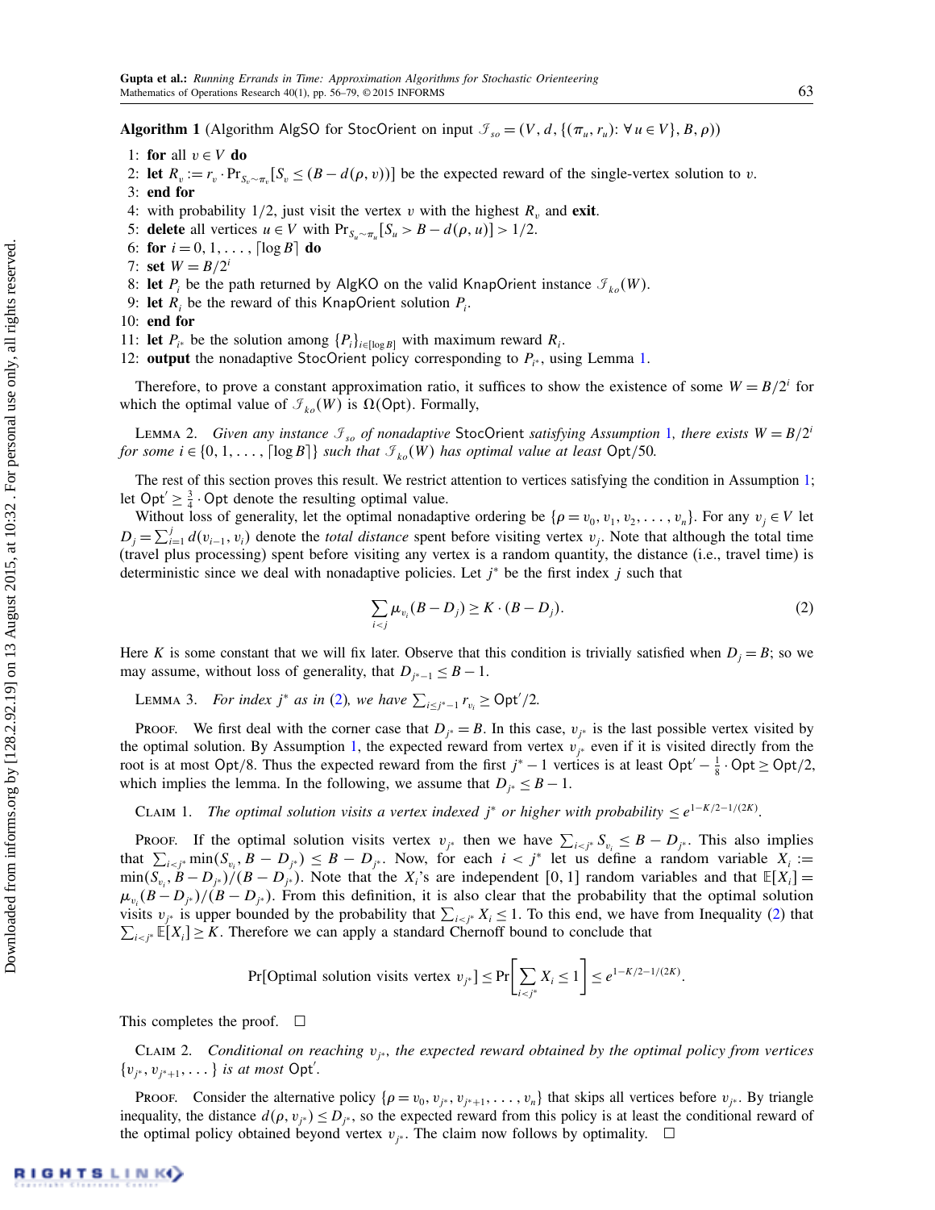**Algorithm 1** (Algorithm AlgSO for StocOrient on input $\mathcal{I}_{so} = (V, d, \{(\pi_u, r_u): \forall u \in V\}, B, \rho)$)

1: **for** all $v \in V$ **do**
2: **let** $R_v := r_v \cdot \Pr_{S_v \sim \pi_v}[S_v \le (B - d(\rho, v))]$ be the expected reward of the single-vertex solution to $v$.
3: **end for**
4: with probability 1/2, just visit the vertex $v$ with the highest $R_v$ and **exit**.
5: **delete** all vertices $u \in V$ with $\Pr_{S_u \sim \pi_u}[S_u > B - d(\rho, u)] > 1/2$.
6: **for** $i = 0, 1, \ldots, \lceil \log B \rceil$ **do**
7: **set** $W = B/2^i$
8: **let** $P_i$ be the path returned by AlgKO on the valid KnapOrient instance $\mathcal{I}_{ko}(W)$.
9: **let** $R_i$ be the reward of this KnapOrient solution $P_i$.
10: **end for**
11: **let** $P_{i^*}$ be the solution among $\{P_i\}_{i \in [\log B]}$ with maximum reward $R_i$.
12: **output** the nonadaptive StocOrient policy corresponding to $P_{i^*}$, using Lemma 1.

Therefore, to prove a constant approximation ratio, it suffices to show the existence of some $W = B/2^i$ for which the optimal value of $\mathcal{I}_{ko}(W)$ is $\Omega(\mathsf{Opt})$. Formally,

Lemma 2. *Given any instance $\mathcal{I}_{so}$ of nonadaptive* StocOrient *satisfying Assumption 1, there exists $W = B/2^i$ for some $i \in \{0, 1, \ldots, \lceil \log B \rceil\}$ such that $\mathcal{I}_{ko}(W)$ has optimal value at least* $\mathsf{Opt}/50$.

The rest of this section proves this result. We restrict attention to vertices satisfying the condition in Assumption 1; let $\mathsf{Opt}' \ge \frac{3}{4} \cdot \mathsf{Opt}$ denote the resulting optimal value.

Without loss of generality, let the optimal nonadaptive ordering be $\{\rho = v_0, v_1, v_2, \ldots, v_n\}$. For any $v_j \in V$ let $D_j = \sum_{i=1}^{j} d(v_{i-1}, v_i)$ denote the *total distance* spent before visiting vertex $v_j$. Note that although the total time (travel plus processing) spent before visiting any vertex is a random quantity, the distance (i.e., travel time) is deterministic since we deal with nonadaptive policies. Let $j^*$ be the first index $j$ such that

$$\sum_{i<j} \mu_{v_i}(B - D_j) \ge K \cdot (B - D_j). \tag{2}$$

Here $K$ is some constant that we will fix later. Observe that this condition is trivially satisfied when $D_j = B$; so we may assume, without loss of generality, that $D_{j^*-1} \le B - 1$.

Lemma 3. *For index $j^*$ as in (2), we have $\sum_{i \le j^*-1} r_{v_i} \ge \mathsf{Opt}'/2$.*

Proof. We first deal with the corner case that $D_{j^*} = B$. In this case, $v_{j^*}$ is the last possible vertex visited by the optimal solution. By Assumption 1, the expected reward from vertex $v_{j^*}$ even if it is visited directly from the root is at most $\mathsf{Opt}/8$. Thus the expected reward from the first $j^* - 1$ vertices is at least $\mathsf{Opt}' - \frac{1}{8} \cdot \mathsf{Opt} \ge \mathsf{Opt}/2$, which implies the lemma. In the following, we assume that $D_{j^*} \le B - 1$.

Claim 1. *The optimal solution visits a vertex indexed $j^*$ or higher with probability $\le e^{1-K/2-1/(2K)}$.*

Proof. If the optimal solution visits vertex $v_{j^*}$ then we have $\sum_{i<j^*} S_{v_i} \le B - D_{j^*}$. This also implies that $\sum_{i<j^*} \min(S_{v_i}, B - D_{j^*}) \le B - D_{j^*}$. Now, for each $i < j^*$ let us define a random variable $X_i := \min(S_{v_i}, B - D_{j^*})/(B - D_{j^*})$. Note that the $X_i$'s are independent $[0,1]$ random variables and that $\mathbb{E}[X_i] = \mu_{v_i}(B - D_{j^*})/(B - D_{j^*})$. From this definition, it is also clear that the probability that the optimal solution visits $v_{j^*}$ is upper bounded by the probability that $\sum_{i<j^*} X_i \le 1$. To this end, we have from Inequality (2) that $\sum_{i<j^*} \mathbb{E}[X_i] \ge K$. Therefore we can apply a standard Chernoff bound to conclude that

$$\Pr[\text{Optimal solution visits vertex } v_{j^*}] \le \Pr\left[\sum_{i<j^*} X_i \le 1\right] \le e^{1-K/2-1/(2K)}.$$

This completes the proof. □

Claim 2. *Conditional on reaching $v_{j^*}$, the expected reward obtained by the optimal policy from vertices $\{v_{j^*}, v_{j^*+1}, \ldots\}$ is at most* $\mathsf{Opt}'$.

Proof. Consider the alternative policy $\{\rho = v_0, v_{j^*}, v_{j^*+1}, \ldots, v_n\}$ that skips all vertices before $v_{j^*}$. By triangle inequality, the distance $d(\rho, v_{j^*}) \le D_{j^*}$, so the expected reward from this policy is at least the conditional reward of the optimal policy obtained beyond vertex $v_{j^*}$. The claim now follows by optimality. □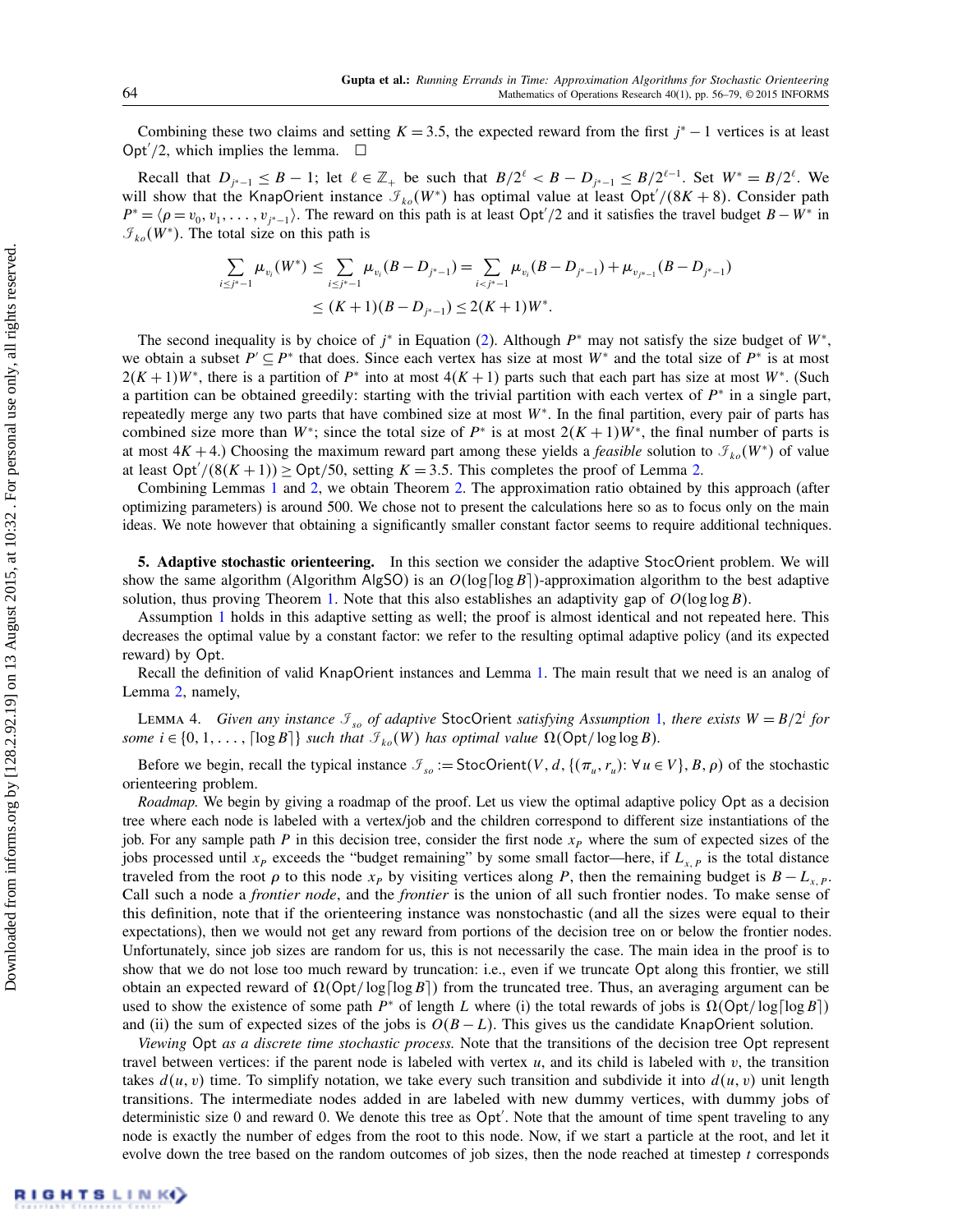Combining these two claims and setting $K = 3.5$, the expected reward from the first $j^* - 1$ vertices is at least $\mathsf{Opt}'/2$, which implies the lemma. □

Recall that $D_{j^*-1} \leq B - 1$; let $\ell \in \mathbb{Z}_+$ be such that $B/2^\ell < B - D_{j^*-1} \leq B/2^{\ell-1}$. Set $W^* = B/2^\ell$. We will show that the KnapOrient instance $\mathcal{I}_{ko}(W^*)$ has optimal value at least $\mathsf{Opt}'/(8K+8)$. Consider path $P^* = \langle \rho = v_0, v_1, \ldots, v_{j^*-1} \rangle$. The reward on this path is at least $\mathsf{Opt}'/2$ and it satisfies the travel budget $B - W^*$ in $\mathcal{I}_{ko}(W^*)$. The total size on this path is

$$\sum_{i \leq j^*-1} \mu_{v_i}(W^*) \leq \sum_{i \leq j^*-1} \mu_{v_i}(B - D_{j^*-1}) = \sum_{i < j^*-1} \mu_{v_i}(B - D_{j^*-1}) + \mu_{v_{j^*-1}}(B - D_{j^*-1})$$
$$\leq (K+1)(B - D_{j^*-1}) \leq 2(K+1)W^*.$$

The second inequality is by choice of $j^*$ in Equation (2). Although $P^*$ may not satisfy the size budget of $W^*$, we obtain a subset $P' \subseteq P^*$ that does. Since each vertex has size at most $W^*$ and the total size of $P^*$ is at most $2(K+1)W^*$, there is a partition of $P^*$ into at most $4(K+1)$ parts such that each part has size at most $W^*$. (Such a partition can be obtained greedily: starting with the trivial partition with each vertex of $P^*$ in a single part, repeatedly merge any two parts that have combined size at most $W^*$. In the final partition, every pair of parts has combined size more than $W^*$; since the total size of $P^*$ is at most $2(K+1)W^*$, the final number of parts is at most $4K+4$.) Choosing the maximum reward part among these yields a *feasible* solution to $\mathcal{I}_{ko}(W^*)$ of value at least $\mathsf{Opt}'/(8(K+1)) \geq \mathsf{Opt}/50$, setting $K = 3.5$. This completes the proof of Lemma 2.

Combining Lemmas 1 and 2, we obtain Theorem 2. The approximation ratio obtained by this approach (after optimizing parameters) is around 500. We chose not to present the calculations here so as to focus only on the main ideas. We note however that obtaining a significantly smaller constant factor seems to require additional techniques.

**5. Adaptive stochastic orienteering.** In this section we consider the adaptive StocOrient problem. We will show the same algorithm (Algorithm AlgSO) is an $O(\log\lceil\log B\rceil)$-approximation algorithm to the best adaptive solution, thus proving Theorem 1. Note that this also establishes an adaptivity gap of $O(\log\log B)$.

Assumption 1 holds in this adaptive setting as well; the proof is almost identical and not repeated here. This decreases the optimal value by a constant factor: we refer to the resulting optimal adaptive policy (and its expected reward) by $\mathsf{Opt}$.

Recall the definition of valid KnapOrient instances and Lemma 1. The main result that we need is an analog of Lemma 2, namely,

Lemma 4. *Given any instance $\mathcal{I}_{so}$ of adaptive* StocOrient *satisfying Assumption 1, there exists $W = B/2^i$ for some $i \in \{0, 1, \ldots, \lceil\log B\rceil\}$ such that $\mathcal{I}_{ko}(W)$ has optimal value $\Omega(\mathsf{Opt}/\log\log B)$.*

Before we begin, recall the typical instance $\mathcal{I}_{so} := \mathsf{StocOrient}(V, d, \{(\pi_u, r_u): \forall u \in V\}, B, \rho)$ of the stochastic orienteering problem.

*Roadmap.* We begin by giving a roadmap of the proof. Let us view the optimal adaptive policy $\mathsf{Opt}$ as a decision tree where each node is labeled with a vertex/job and the children correspond to different size instantiations of the job. For any sample path $P$ in this decision tree, consider the first node $x_P$ where the sum of expected sizes of the jobs processed until $x_P$ exceeds the "budget remaining" by some small factor—here, if $L_{x,P}$ is the total distance traveled from the root $\rho$ to this node $x_P$ by visiting vertices along $P$, then the remaining budget is $B - L_{x,P}$. Call such a node a *frontier node*, and the *frontier* is the union of all such frontier nodes. To make sense of this definition, note that if the orienteering instance was nonstochastic (and all the sizes were equal to their expectations), then we would not get any reward from portions of the decision tree on or below the frontier nodes. Unfortunately, since job sizes are random for us, this is not necessarily the case. The main idea in the proof is to show that we do not lose too much reward by truncation: i.e., even if we truncate $\mathsf{Opt}$ along this frontier, we still obtain an expected reward of $\Omega(\mathsf{Opt}/\log\lceil\log B\rceil)$ from the truncated tree. Thus, an averaging argument can be used to show the existence of some path $P^*$ of length $L$ where (i) the total rewards of jobs is $\Omega(\mathsf{Opt}/\log\lceil\log B\rceil)$ and (ii) the sum of expected sizes of the jobs is $O(B - L)$. This gives us the candidate KnapOrient solution.

*Viewing* $\mathsf{Opt}$ *as a discrete time stochastic process.* Note that the transitions of the decision tree $\mathsf{Opt}$ represent travel between vertices: if the parent node is labeled with vertex $u$, and its child is labeled with $v$, the transition takes $d(u, v)$ time. To simplify notation, we take every such transition and subdivide it into $d(u, v)$ unit length transitions. The intermediate nodes added in are labeled with new dummy vertices, with dummy jobs of deterministic size 0 and reward 0. We denote this tree as $\mathsf{Opt}'$. Note that the amount of time spent traveling to any node is exactly the number of edges from the root to this node. Now, if we start a particle at the root, and let it evolve down the tree based on the random outcomes of job sizes, then the node reached at timestep $t$ corresponds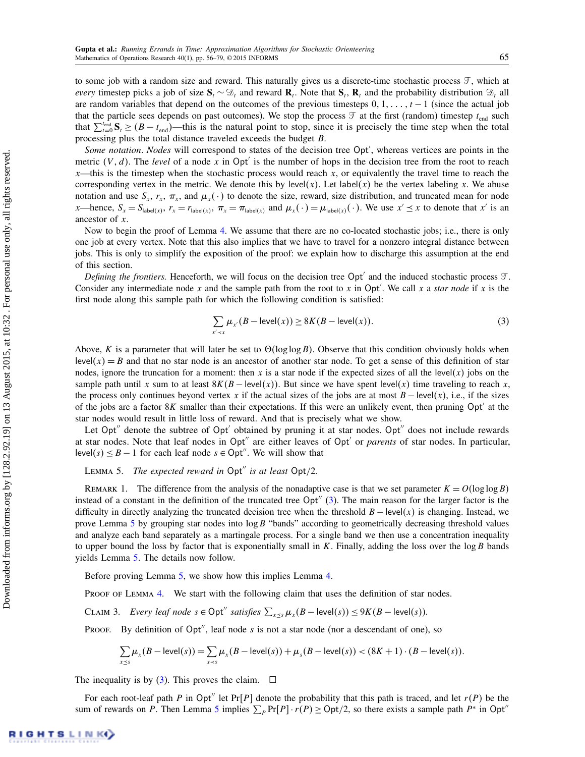to some job with a random size and reward. This naturally gives us a discrete-time stochastic process $\mathcal{T}$, which at *every* timestep picks a job of size $\mathbf{S}_t \sim \mathcal{D}_t$ and reward $\mathbf{R}_t$. Note that $\mathbf{S}_t$, $\mathbf{R}_t$ and the probability distribution $\mathcal{D}_t$ all are random variables that depend on the outcomes of the previous timesteps $0, 1, \ldots, t-1$ (since the actual job that the particle sees depends on past outcomes). We stop the process $\mathcal{T}$ at the first (random) timestep $t_{\text{end}}$ such that $\sum_{t=0}^{t_{\text{end}}} \mathbf{S}_t \geq (B - t_{\text{end}})$—this is the natural point to stop, since it is precisely the time step when the total processing plus the total distance traveled exceeds the budget $B$.

*Some notation.* *Nodes* will correspond to states of the decision tree $\mathsf{Opt}'$, whereas vertices are points in the metric $(V, d)$. The *level* of a node $x$ in $\mathsf{Opt}'$ is the number of hops in the decision tree from the root to reach $x$—this is the timestep when the stochastic process would reach $x$, or equivalently the travel time to reach the corresponding vertex in the metric. We denote this by $\mathsf{level}(x)$. Let $\mathsf{label}(x)$ be the vertex labeling $x$. We abuse notation and use $S_x$, $r_x$, $\pi_x$, and $\mu_x(\cdot)$ to denote the size, reward, size distribution, and truncated mean for node $x$—hence, $S_x = S_{\mathsf{label}(x)}$, $r_x = r_{\mathsf{label}(x)}$, $\pi_x = \pi_{\mathsf{label}(x)}$ and $\mu_x(\cdot) = \mu_{\mathsf{label}(x)}(\cdot)$. We use $x' \preceq x$ to denote that $x'$ is an ancestor of $x$.

Now to begin the proof of Lemma 4. We assume that there are no co-located stochastic jobs; i.e., there is only one job at every vertex. Note that this also implies that we have to travel for a nonzero integral distance between jobs. This is only to simplify the exposition of the proof: we explain how to discharge this assumption at the end of this section.

*Defining the frontiers.* Henceforth, we will focus on the decision tree $\mathsf{Opt}'$ and the induced stochastic process $\mathcal{T}$. Consider any intermediate node $x$ and the sample path from the root to $x$ in $\mathsf{Opt}'$. We call $x$ a *star node* if $x$ is the first node along this sample path for which the following condition is satisfied:

$$\sum_{x' \prec x} \mu_{x'}(B - \mathsf{level}(x)) \geq 8K(B - \mathsf{level}(x)). \tag{3}$$

Above, $K$ is a parameter that will later be set to $\Theta(\log\log B)$. Observe that this condition obviously holds when $\mathsf{level}(x) = B$ and that no star node is an ancestor of another star node. To get a sense of this definition of star nodes, ignore the truncation for a moment: then $x$ is a star node if the expected sizes of all the $\mathsf{level}(x)$ jobs on the sample path until $x$ sum to at least $8K(B - \mathsf{level}(x))$. But since we have spent $\mathsf{level}(x)$ time traveling to reach $x$, the process only continues beyond vertex $x$ if the actual sizes of the jobs are at most $B - \mathsf{level}(x)$, i.e., if the sizes of the jobs are a factor $8K$ smaller than their expectations. If this were an unlikely event, then pruning $\mathsf{Opt}'$ at the star nodes would result in little loss of reward. And that is precisely what we show.

Let $\mathsf{Opt}''$ denote the subtree of $\mathsf{Opt}'$ obtained by pruning it at star nodes. $\mathsf{Opt}''$ does not include rewards at star nodes. Note that leaf nodes in $\mathsf{Opt}''$ are either leaves of $\mathsf{Opt}'$ or *parents* of star nodes. In particular, $\mathsf{level}(s) \leq B - 1$ for each leaf node $s \in \mathsf{Opt}''$. We will show that

Lemma 5. *The expected reward in* $\mathsf{Opt}''$ *is at least* $\mathsf{Opt}/2$.

Remark 1. The difference from the analysis of the nonadaptive case is that we set parameter $K = O(\log\log B)$ instead of a constant in the definition of the truncated tree $\mathsf{Opt}''$ (3). The main reason for the larger factor is the difficulty in directly analyzing the truncated decision tree when the threshold $B - \mathsf{level}(x)$ is changing. Instead, we prove Lemma 5 by grouping star nodes into $\log B$ "bands" according to geometrically decreasing threshold values and analyze each band separately as a martingale process. For a single band we then use a concentration inequality to upper bound the loss by factor that is exponentially small in $K$. Finally, adding the loss over the $\log B$ bands yields Lemma 5. The details now follow.

Before proving Lemma 5, we show how this implies Lemma 4.

Proof of Lemma 4. We start with the following claim that uses the definition of star nodes.

Claim 3. *Every leaf node* $s \in \mathsf{Opt}''$ *satisfies* $\sum_{x \preceq s} \mu_x(B - \mathsf{level}(s)) \leq 9K(B - \mathsf{level}(s))$.

Proof. By definition of $\mathsf{Opt}''$, leaf node $s$ is not a star node (nor a descendant of one), so

$$\sum_{x \preceq s} \mu_x(B - \mathsf{level}(s)) = \sum_{x \prec s} \mu_x(B - \mathsf{level}(s)) + \mu_s(B - \mathsf{level}(s)) < (8K + 1) \cdot (B - \mathsf{level}(s)).$$

The inequality is by (3). This proves the claim. $\square$

For each root-leaf path $P$ in $\mathsf{Opt}''$ let $\Pr[P]$ denote the probability that this path is traced, and let $r(P)$ be the sum of rewards on $P$. Then Lemma 5 implies $\sum_P \Pr[P] \cdot r(P) \geq \mathsf{Opt}/2$, so there exists a sample path $P^*$ in $\mathsf{Opt}''$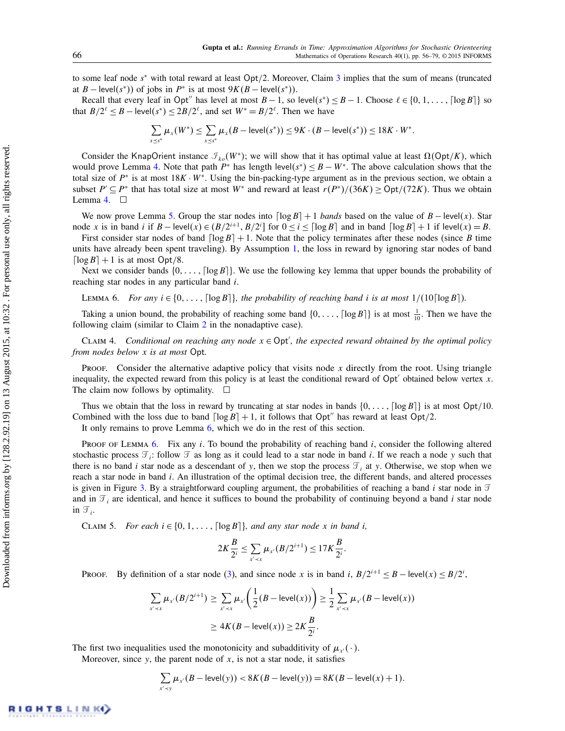to some leaf node $s^*$ with total reward at least $\mathsf{Opt}/2$. Moreover, Claim 3 implies that the sum of means (truncated at $B - \mathsf{level}(s^*)$) of jobs in $P^*$ is at most $9K(B - \mathsf{level}(s^*))$.

Recall that every leaf in $\mathsf{Opt}''$ has level at most $B-1$, so $\mathsf{level}(s^*) \le B-1$. Choose $\ell \in \{0, 1, \ldots, \lceil \log B \rceil\}$ so that $B/2^\ell \le B - \mathsf{level}(s^*) \le 2B/2^\ell$, and set $W^* = B/2^\ell$. Then we have

$$\sum_{x \preceq s^*} \mu_x(W^*) \le \sum_{x \preceq s^*} \mu_x(B - \mathsf{level}(s^*)) \le 9K \cdot (B - \mathsf{level}(s^*)) \le 18K \cdot W^*.$$

Consider the KnapOrient instance $\mathcal{I}_{ko}(W^*)$; we will show that it has optimal value at least $\Omega(\mathsf{Opt}/K)$, which would prove Lemma 4. Note that path $P^*$ has length $\mathsf{level}(s^*) \le B - W^*$. The above calculation shows that the total size of $P^*$ is at most $18K \cdot W^*$. Using the bin-packing-type argument as in the previous section, we obtain a subset $P' \subseteq P^*$ that has total size at most $W^*$ and reward at least $r(P^*)/(36K) \ge \mathsf{Opt}/(72K)$. Thus we obtain Lemma 4. $\square$

We now prove Lemma 5. Group the star nodes into $\lceil \log B \rceil + 1$ *bands* based on the value of $B - \mathsf{level}(x)$. Star node $x$ is in band $i$ if $B - \mathsf{level}(x) \in (B/2^{i+1}, B/2^i]$ for $0 \le i \le \lceil \log B \rceil$ and in band $\lceil \log B \rceil + 1$ if $\mathsf{level}(x) = B$.

First consider star nodes of band $\lceil \log B \rceil + 1$. Note that the policy terminates after these nodes (since $B$ time units have already been spent traveling). By Assumption 1, the loss in reward by ignoring star nodes of band $\lceil \log B \rceil + 1$ is at most $\mathsf{Opt}/8$.

Next we consider bands $\{0, \ldots, \lceil \log B \rceil\}$. We use the following key lemma that upper bounds the probability of reaching star nodes in any particular band $i$.

Lemma 6. *For any $i \in \{0, \ldots, \lceil \log B \rceil\}$, the probability of reaching band $i$ is at most $1/(10\lceil \log B \rceil)$.*

Taking a union bound, the probability of reaching some band $\{0, \ldots, \lceil \log B \rceil\}$ is at most $\frac{1}{10}$. Then we have the following claim (similar to Claim 2 in the nonadaptive case).

Claim 4. *Conditional on reaching any node $x \in \mathsf{Opt}'$, the expected reward obtained by the optimal policy from nodes below $x$ is at most $\mathsf{Opt}$.*

Proof. Consider the alternative adaptive policy that visits node $x$ directly from the root. Using triangle inequality, the expected reward from this policy is at least the conditional reward of $\mathsf{Opt}'$ obtained below vertex $x$. The claim now follows by optimality. $\square$

Thus we obtain that the loss in reward by truncating at star nodes in bands $\{0, \ldots, \lceil \log B \rceil\}$ is at most $\mathsf{Opt}/10$. Combined with the loss due to band $\lceil \log B \rceil + 1$, it follows that $\mathsf{Opt}''$ has reward at least $\mathsf{Opt}/2$.

It only remains to prove Lemma 6, which we do in the rest of this section.

Proof of Lemma 6. Fix any $i$. To bound the probability of reaching band $i$, consider the following altered stochastic process $\mathcal{T}_i$: follow $\mathcal{T}$ as long as it could lead to a star node in band $i$. If we reach a node $y$ such that there is no band $i$ star node as a descendant of $y$, then we stop the process $\mathcal{T}_i$ at $y$. Otherwise, we stop when we reach a star node in band $i$. An illustration of the optimal decision tree, the different bands, and altered processes is given in Figure 3. By a straightforward coupling argument, the probabilities of reaching a band $i$ star node in $\mathcal{T}$ and in $\mathcal{T}_i$ are identical, and hence it suffices to bound the probability of continuing beyond a band $i$ star node in $\mathcal{T}_i$.

Claim 5. *For each $i \in \{0, 1, \ldots, \lceil \log B \rceil\}$, and any star node $x$ in band $i$,*

$$2K\frac{B}{2^i} \le \sum_{x' \prec x} \mu_{x'}(B/2^{i+1}) \le 17K\frac{B}{2^i}.$$

Proof. By definition of a star node (3), and since node $x$ is in band $i$, $B/2^{i+1} \le B - \mathsf{level}(x) \le B/2^i$,

$$\sum_{x' \prec x} \mu_{x'}(B/2^{i+1}) \ge \sum_{x' \prec x} \mu_{x'}\left(\frac{1}{2}(B - \mathsf{level}(x))\right) \ge \frac{1}{2}\sum_{x' \prec x} \mu_{x'}(B - \mathsf{level}(x))$$
$$\ge 4K(B - \mathsf{level}(x)) \ge 2K\frac{B}{2^i}.$$

The first two inequalities used the monotonicity and subadditivity of $\mu_{x'}(\cdot)$.

Moreover, since $y$, the parent node of $x$, is not a star node, it satisfies

$$\sum_{x' \prec y} \mu_{x'}(B - \mathsf{level}(y)) < 8K(B - \mathsf{level}(y)) = 8K(B - \mathsf{level}(x) + 1).$$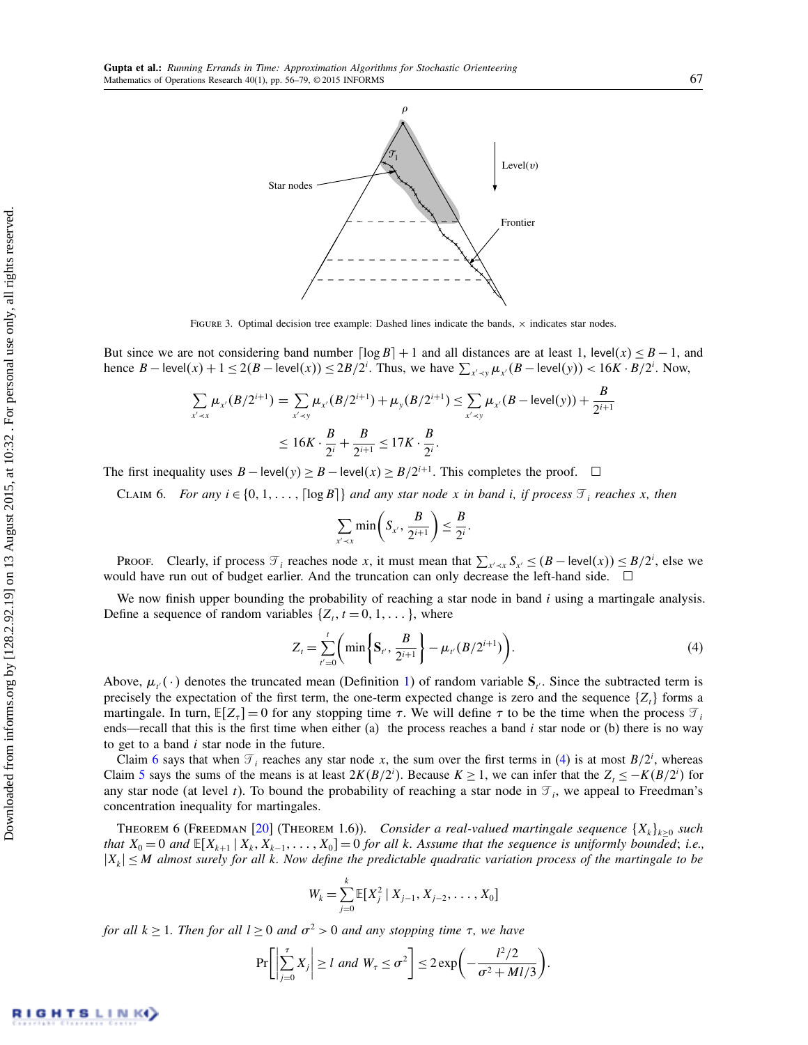FIGURE 3. Optimal decision tree example: Dashed lines indicate the bands, × indicates star nodes.

But since we are not considering band number $\lceil \log B \rceil + 1$ and all distances are at least 1, $\mathsf{level}(x) \le B - 1$, and hence $B - \mathsf{level}(x) + 1 \le 2(B - \mathsf{level}(x)) \le 2B/2^i$. Thus, we have $\sum_{x' \prec y} \mu_{x'}(B - \mathsf{level}(y)) < 16K \cdot B/2^i$. Now,

$$\sum_{x' \prec x} \mu_{x'}(B/2^{i+1}) = \sum_{x' \prec y} \mu_{x'}(B/2^{i+1}) + \mu_y(B/2^{i+1}) \le \sum_{x' \prec y} \mu_{x'}(B - \mathsf{level}(y)) + \frac{B}{2^{i+1}}$$

$$\le 16K \cdot \frac{B}{2^i} + \frac{B}{2^{i+1}} \le 17K \cdot \frac{B}{2^i}.$$

The first inequality uses $B - \mathsf{level}(y) \ge B - \mathsf{level}(x) \ge B/2^{i+1}$. This completes the proof. □

CLAIM 6. *For any $i \in \{0, 1, \dots, \lceil \log B \rceil\}$ and any star node $x$ in band $i$, if process $\mathcal{T}_i$ reaches $x$, then*

$$\sum_{x' \prec x} \min\left(S_{x'}, \frac{B}{2^{i+1}}\right) \le \frac{B}{2^i}.$$

PROOF. Clearly, if process $\mathcal{T}_i$ reaches node $x$, it must mean that $\sum_{x' \prec x} S_{x'} \le (B - \mathsf{level}(x)) \le B/2^i$, else we would have run out of budget earlier. And the truncation can only decrease the left-hand side. □

We now finish upper bounding the probability of reaching a star node in band $i$ using a martingale analysis. Define a sequence of random variables $\{Z_t, t = 0, 1, \dots\}$, where

$$Z_t = \sum_{t'=0}^{t} \left( \min\left\{ \mathbf{S}_{t'}, \frac{B}{2^{i+1}} \right\} - \mu_{t'}(B/2^{i+1}) \right). \tag{4}$$

Above, $\mu_{t'}(\cdot)$ denotes the truncated mean (Definition 1) of random variable $\mathbf{S}_{t'}$. Since the subtracted term is precisely the expectation of the first term, the one-term expected change is zero and the sequence $\{Z_t\}$ forms a martingale. In turn, $\mathbb{E}[Z_\tau] = 0$ for any stopping time $\tau$. We will define $\tau$ to be the time when the process $\mathcal{T}_i$ ends—recall that this is the first time when either (a) the process reaches a band $i$ star node or (b) there is no way to get to a band $i$ star node in the future.

Claim 6 says that when $\mathcal{T}_i$ reaches any star node $x$, the sum over the first terms in (4) is at most $B/2^i$, whereas Claim 5 says the sums of the means is at least $2K(B/2^i)$. Because $K \ge 1$, we can infer that the $Z_t \le -K(B/2^i)$ for any star node (at level $t$). To bound the probability of reaching a star node in $\mathcal{T}_i$, we appeal to Freedman's concentration inequality for martingales.

THEOREM 6 (FREEDMAN [20] (THEOREM 1.6)). *Consider a real-valued martingale sequence $\{X_k\}_{k \ge 0}$ such that $X_0 = 0$ and $\mathbb{E}[X_{k+1} \mid X_k, X_{k-1}, \dots, X_0] = 0$ for all $k$. Assume that the sequence is uniformly bounded; i.e., $|X_k| \le M$ almost surely for all $k$. Now define the predictable quadratic variation process of the martingale to be*

$$W_k = \sum_{j=0}^{k} \mathbb{E}[X_j^2 \mid X_{j-1}, X_{j-2}, \dots, X_0]$$

*for all $k \ge 1$. Then for all $l \ge 0$ and $\sigma^2 > 0$ and any stopping time $\tau$, we have*

$$\Pr\left[ \left| \sum_{j=0}^{\tau} X_j \right| \ge l \text{ and } W_\tau \le \sigma^2 \right] \le 2 \exp\left( -\frac{l^2/2}{\sigma^2 + Ml/3} \right).$$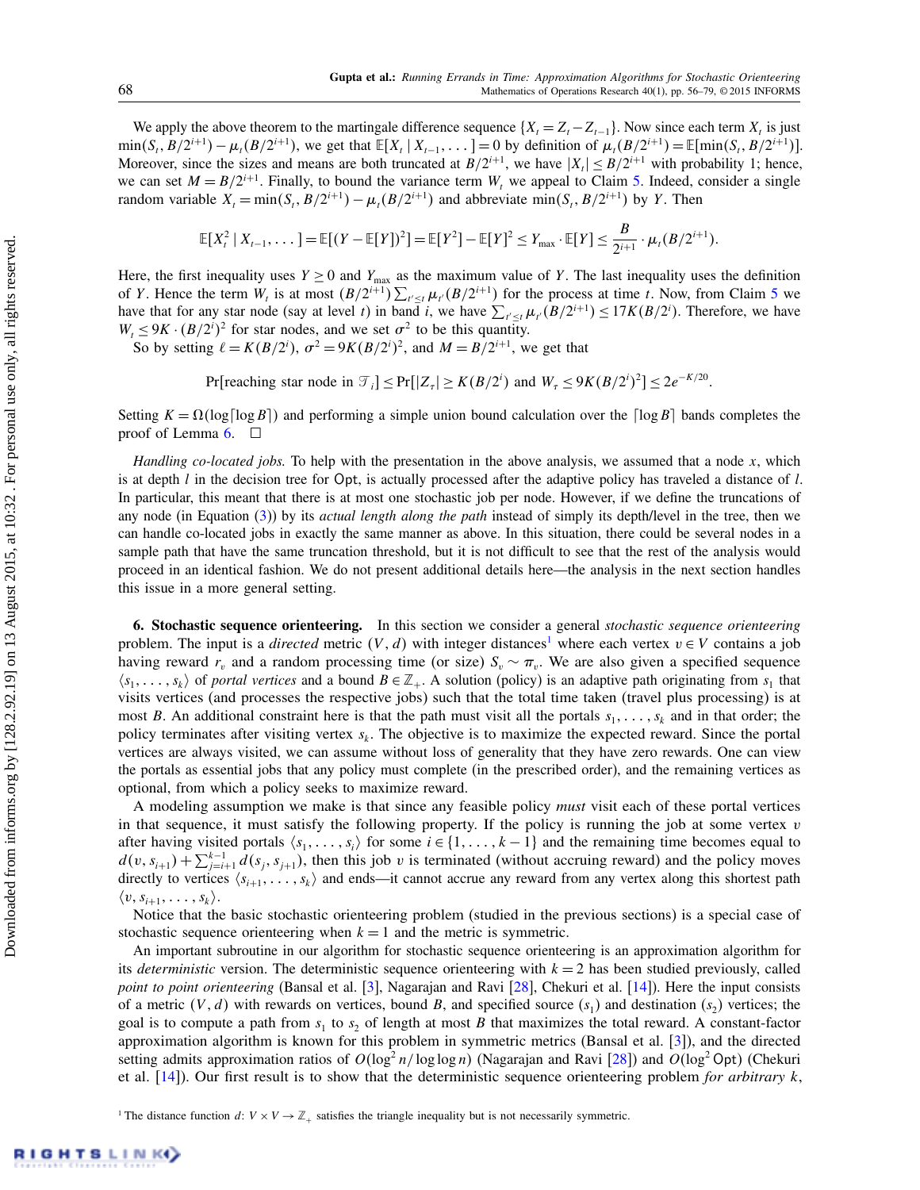We apply the above theorem to the martingale difference sequence $\{X_t = Z_t - Z_{t-1}\}$. Now since each term $X_t$ is just $\min(S_t, B/2^{i+1}) - \mu_t(B/2^{i+1})$, we get that $\mathbb{E}[X_t \mid X_{t-1}, \dots] = 0$ by definition of $\mu_t(B/2^{i+1}) = \mathbb{E}[\min(S_t, B/2^{i+1})]$. Moreover, since the sizes and means are both truncated at $B/2^{i+1}$, we have $|X_t| \le B/2^{i+1}$ with probability 1; hence, we can set $M = B/2^{i+1}$. Finally, to bound the variance term $W_t$ we appeal to Claim 5. Indeed, consider a single random variable $X_t = \min(S_t, B/2^{i+1}) - \mu_t(B/2^{i+1})$ and abbreviate $\min(S_t, B/2^{i+1})$ by $Y$. Then

$$\mathbb{E}[X_t^2 \mid X_{t-1}, \dots] = \mathbb{E}[(Y - \mathbb{E}[Y])^2] = \mathbb{E}[Y^2] - \mathbb{E}[Y]^2 \le Y_{\max} \cdot \mathbb{E}[Y] \le \frac{B}{2^{i+1}} \cdot \mu_t(B/2^{i+1}).$$

Here, the first inequality uses $Y \ge 0$ and $Y_{\max}$ as the maximum value of $Y$. The last inequality uses the definition of $Y$. Hence the term $W_t$ is at most $(B/2^{i+1}) \sum_{t' \le t} \mu_{t'}(B/2^{i+1})$ for the process at time $t$. Now, from Claim 5 we have that for any star node (say at level $t$) in band $i$, we have $\sum_{t' \le t} \mu_{t'}(B/2^{i+1}) \le 17K(B/2^i)$. Therefore, we have $W_t \le 9K \cdot (B/2^i)^2$ for star nodes, and we set $\sigma^2$ to be this quantity.

So by setting $\ell = K(B/2^i)$, $\sigma^2 = 9K(B/2^i)^2$, and $M = B/2^{i+1}$, we get that

$$\Pr[\text{reaching star node in } \mathcal{T}_i] \le \Pr[|Z_\tau| \ge K(B/2^i) \text{ and } W_\tau \le 9K(B/2^i)^2] \le 2e^{-K/20}.$$

Setting $K = \Omega(\log\lceil \log B \rceil)$ and performing a simple union bound calculation over the $\lceil \log B \rceil$ bands completes the proof of Lemma 6. $\square$

*Handling co-located jobs.* To help with the presentation in the above analysis, we assumed that a node $x$, which is at depth $l$ in the decision tree for Opt, is actually processed after the adaptive policy has traveled a distance of $l$. In particular, this meant that there is at most one stochastic job per node. However, if we define the truncations of any node (in Equation (3)) by its *actual length along the path* instead of simply its depth/level in the tree, then we can handle co-located jobs in exactly the same manner as above. In this situation, there could be several nodes in a sample path that have the same truncation threshold, but it is not difficult to see that the rest of the analysis would proceed in an identical fashion. We do not present additional details here—the analysis in the next section handles this issue in a more general setting.

## 6. Stochastic sequence orienteering.

In this section we consider a general *stochastic sequence orienteering* problem. The input is a *directed* metric $(V, d)$ with integer distances[1] where each vertex $v \in V$ contains a job having reward $r_v$ and a random processing time (or size) $S_v \sim \pi_v$. We are also given a specified sequence $\langle s_1, \dots, s_k \rangle$ of *portal vertices* and a bound $B \in \mathbb{Z}_+$. A solution (policy) is an adaptive path originating from $s_1$ that visits vertices (and processes the respective jobs) such that the total time taken (travel plus processing) is at most $B$. An additional constraint here is that the path must visit all the portals $s_1, \dots, s_k$ and in that order; the policy terminates after visiting vertex $s_k$. The objective is to maximize the expected reward. Since the portal vertices are always visited, we can assume without loss of generality that they have zero rewards. One can view the portals as essential jobs that any policy must complete (in the prescribed order), and the remaining vertices as optional, from which a policy seeks to maximize reward.

A modeling assumption we make is that since any feasible policy *must* visit each of these portal vertices in that sequence, it must satisfy the following property. If the policy is running the job at some vertex $v$ after having visited portals $\langle s_1, \dots, s_i \rangle$ for some $i \in \{1, \dots, k-1\}$ and the remaining time becomes equal to $d(v, s_{i+1}) + \sum_{j=i+1}^{k-1} d(s_j, s_{j+1})$, then this job $v$ is terminated (without accruing reward) and the policy moves directly to vertices $\langle s_{i+1}, \dots, s_k \rangle$ and ends—it cannot accrue any reward from any vertex along this shortest path $\langle v, s_{i+1}, \dots, s_k \rangle$.

Notice that the basic stochastic orienteering problem (studied in the previous sections) is a special case of stochastic sequence orienteering when $k = 1$ and the metric is symmetric.

An important subroutine in our algorithm for stochastic sequence orienteering is an approximation algorithm for its *deterministic* version. The deterministic sequence orienteering with $k = 2$ has been studied previously, called *point to point orienteering* (Bansal et al. [3], Nagarajan and Ravi [28], Chekuri et al. [14]). Here the input consists of a metric $(V, d)$ with rewards on vertices, bound $B$, and specified source ($s_1$) and destination ($s_2$) vertices; the goal is to compute a path from $s_1$ to $s_2$ of length at most $B$ that maximizes the total reward. A constant-factor approximation algorithm is known for this problem in symmetric metrics (Bansal et al. [3]), and the directed setting admits approximation ratios of $O(\log^2 n / \log\log n)$ (Nagarajan and Ravi [28]) and $O(\log^2 \mathsf{Opt})$ (Chekuri et al. [14]). Our first result is to show that the deterministic sequence orienteering problem *for arbitrary* $k$,

[1] The distance function $d: V \times V \to \mathbb{Z}_+$ satisfies the triangle inequality but is not necessarily symmetric.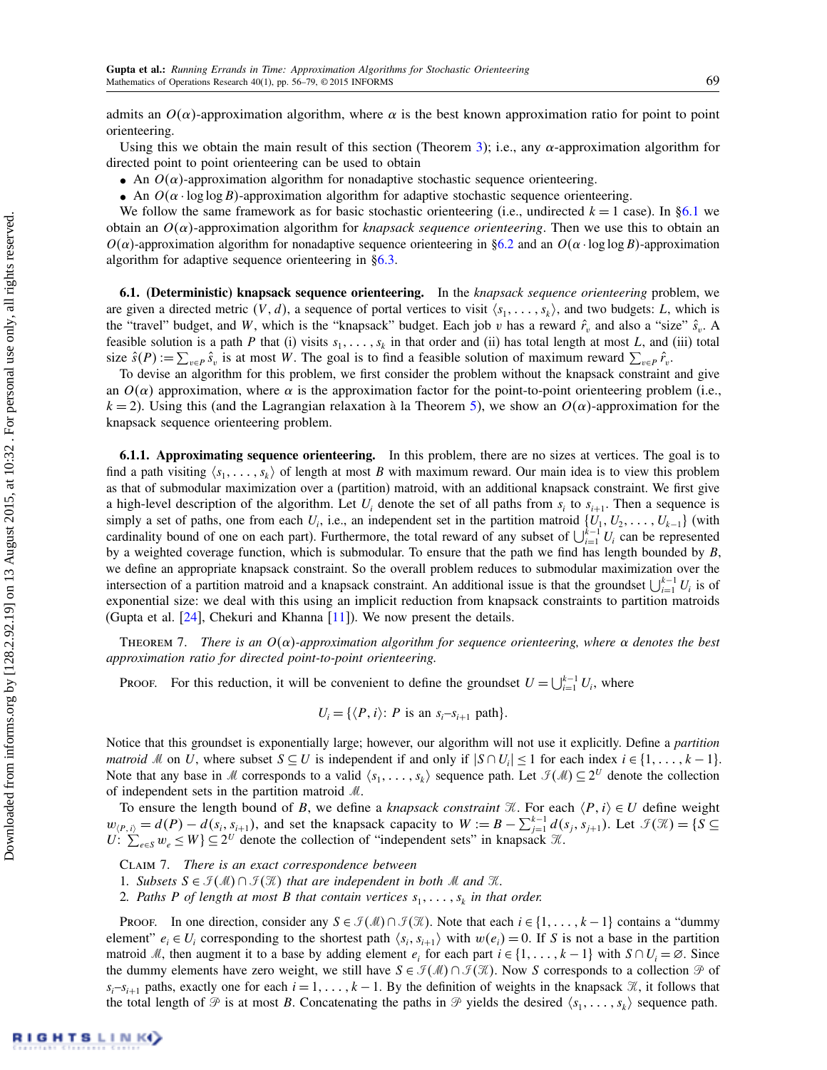admits an $O(\alpha)$-approximation algorithm, where $\alpha$ is the best known approximation ratio for point to point orienteering.

Using this we obtain the main result of this section (Theorem 3); i.e., any $\alpha$-approximation algorithm for directed point to point orienteering can be used to obtain

- An $O(\alpha)$-approximation algorithm for nonadaptive stochastic sequence orienteering.
- An $O(\alpha \cdot \log\log B)$-approximation algorithm for adaptive stochastic sequence orienteering.

We follow the same framework as for basic stochastic orienteering (i.e., undirected $k = 1$ case). In §6.1 we obtain an $O(\alpha)$-approximation algorithm for *knapsack sequence orienteering*. Then we use this to obtain an $O(\alpha)$-approximation algorithm for nonadaptive sequence orienteering in §6.2 and an $O(\alpha \cdot \log\log B)$-approximation algorithm for adaptive sequence orienteering in §6.3.

**6.1. (Deterministic) knapsack sequence orienteering.** In the *knapsack sequence orienteering* problem, we are given a directed metric $(V, d)$, a sequence of portal vertices to visit $\langle s_1, \ldots, s_k\rangle$, and two budgets: $L$, which is the "travel" budget, and $W$, which is the "knapsack" budget. Each job $v$ has a reward $\hat{r}_v$ and also a "size" $\hat{s}_v$. A feasible solution is a path $P$ that (i) visits $s_1, \ldots, s_k$ in that order and (ii) has total length at most $L$, and (iii) total size $\hat{s}(P) := \sum_{v\in P} \hat{s}_v$ is at most $W$. The goal is to find a feasible solution of maximum reward $\sum_{v\in P} \hat{r}_v$.

To devise an algorithm for this problem, we first consider the problem without the knapsack constraint and give an $O(\alpha)$ approximation, where $\alpha$ is the approximation factor for the point-to-point orienteering problem (i.e., $k = 2$). Using this (and the Lagrangian relaxation à la Theorem 5), we show an $O(\alpha)$-approximation for the knapsack sequence orienteering problem.

**6.1.1. Approximating sequence orienteering.** In this problem, there are no sizes at vertices. The goal is to find a path visiting $\langle s_1, \ldots, s_k\rangle$ of length at most $B$ with maximum reward. Our main idea is to view this problem as that of submodular maximization over a (partition) matroid, with an additional knapsack constraint. We first give a high-level description of the algorithm. Let $U_i$ denote the set of all paths from $s_i$ to $s_{i+1}$. Then a sequence is simply a set of paths, one from each $U_i$, i.e., an independent set in the partition matroid $\{U_1, U_2, \ldots, U_{k-1}\}$ (with cardinality bound of one on each part). Furthermore, the total reward of any subset of $\bigcup_{i=1}^{k-1} U_i$ can be represented by a weighted coverage function, which is submodular. To ensure that the path we find has length bounded by $B$, we define an appropriate knapsack constraint. So the overall problem reduces to submodular maximization over the intersection of a partition matroid and a knapsack constraint. An additional issue is that the groundset $\bigcup_{i=1}^{k-1} U_i$ is of exponential size: we deal with this using an implicit reduction from knapsack constraints to partition matroids (Gupta et al. [24], Chekuri and Khanna [11]). We now present the details.

Theorem 7. *There is an $O(\alpha)$-approximation algorithm for sequence orienteering, where $\alpha$ denotes the best approximation ratio for directed point-to-point orienteering.*

Proof. For this reduction, it will be convenient to define the groundset $U = \bigcup_{i=1}^{k-1} U_i$, where

$$U_i = \{\langle P, i\rangle \colon P \text{ is an } s_i\text{–}s_{i+1} \text{ path}\}.$$

Notice that this groundset is exponentially large; however, our algorithm will not use it explicitly. Define a *partition matroid* $\mathcal{M}$ on $U$, where subset $S \subseteq U$ is independent if and only if $|S \cap U_i| \leq 1$ for each index $i \in \{1, \ldots, k-1\}$. Note that any base in $\mathcal{M}$ corresponds to a valid $\langle s_1, \ldots, s_k\rangle$ sequence path. Let $\mathcal{I}(\mathcal{M}) \subseteq 2^U$ denote the collection of independent sets in the partition matroid $\mathcal{M}$.

To ensure the length bound of $B$, we define a *knapsack constraint* $\mathcal{K}$. For each $\langle P, i\rangle \in U$ define weight $w_{\langle P, i\rangle} = d(P) - d(s_i, s_{i+1})$, and set the knapsack capacity to $W := B - \sum_{j=1}^{k-1} d(s_j, s_{j+1})$. Let $\mathcal{I}(\mathcal{K}) = \{S \subseteq U \colon \sum_{e\in S} w_e \leq W\} \subseteq 2^U$ denote the collection of "independent sets" in knapsack $\mathcal{K}$.

Claim 7. *There is an exact correspondence between*

1. *Subsets $S \in \mathcal{I}(\mathcal{M}) \cap \mathcal{I}(\mathcal{K})$ that are independent in both $\mathcal{M}$ and $\mathcal{K}$.*
2. *Paths $P$ of length at most $B$ that contain vertices $s_1, \ldots, s_k$ in that order.*

Proof. In one direction, consider any $S \in \mathcal{I}(\mathcal{M}) \cap \mathcal{I}(\mathcal{K})$. Note that each $i \in \{1, \ldots, k-1\}$ contains a "dummy element" $e_i \in U_i$ corresponding to the shortest path $\langle s_i, s_{i+1}\rangle$ with $w(e_i) = 0$. If $S$ is not a base in the partition matroid $\mathcal{M}$, then augment it to a base by adding element $e_i$ for each part $i \in \{1, \ldots, k-1\}$ with $S \cap U_i = \varnothing$. Since the dummy elements have zero weight, we still have $S \in \mathcal{I}(\mathcal{M}) \cap \mathcal{I}(\mathcal{K})$. Now $S$ corresponds to a collection $\mathcal{P}$ of $s_i$–$s_{i+1}$ paths, exactly one for each $i = 1, \ldots, k-1$. By the definition of weights in the knapsack $\mathcal{K}$, it follows that the total length of $\mathcal{P}$ is at most $B$. Concatenating the paths in $\mathcal{P}$ yields the desired $\langle s_1, \ldots, s_k\rangle$ sequence path.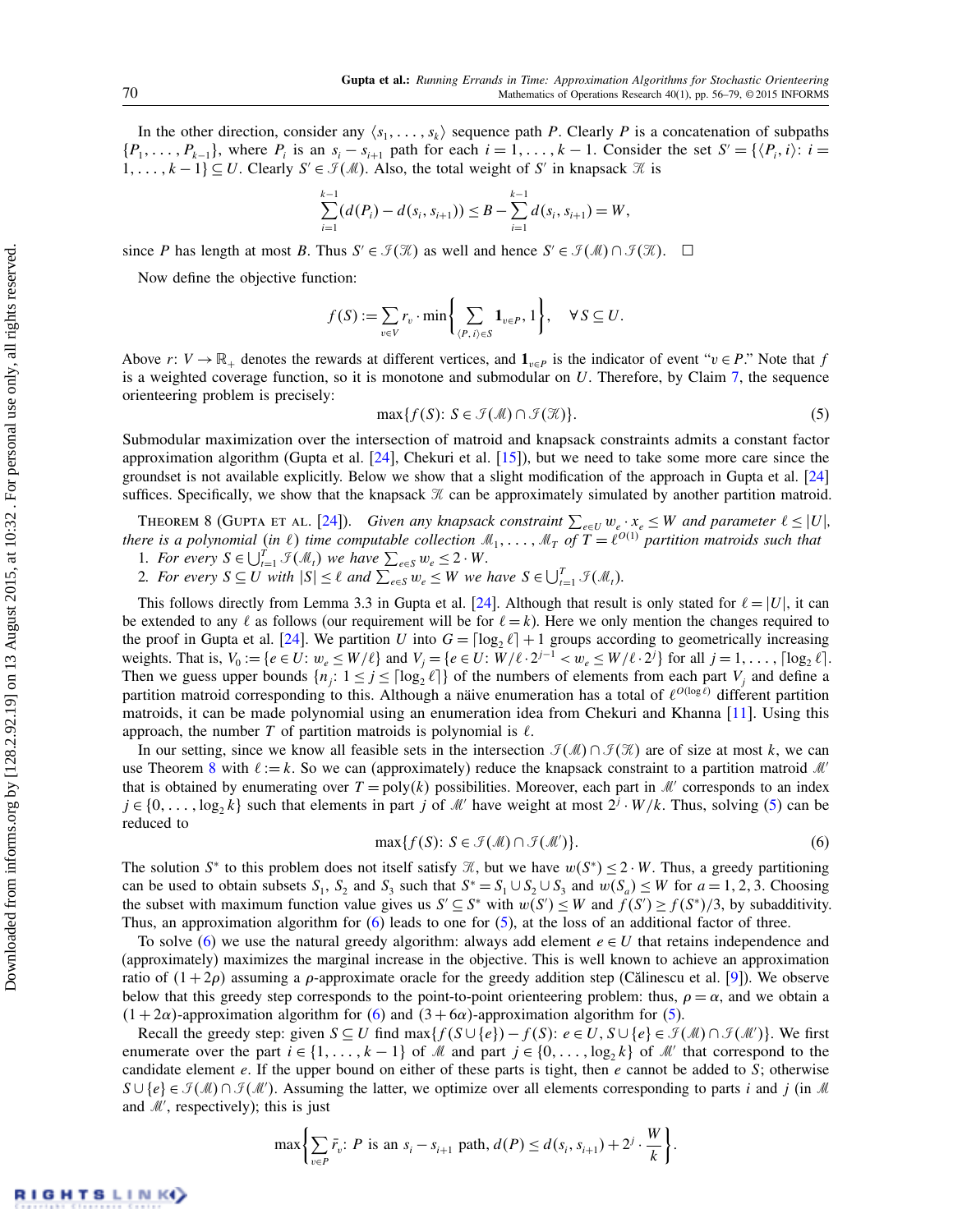In the other direction, consider any $\langle s_1, \ldots, s_k \rangle$ sequence path $P$. Clearly $P$ is a concatenation of subpaths $\{P_1, \ldots, P_{k-1}\}$, where $P_i$ is an $s_i - s_{i+1}$ path for each $i = 1, \ldots, k-1$. Consider the set $S' = \{\langle P_i, i\rangle : i = 1, \ldots, k-1\} \subseteq U$. Clearly $S' \in \mathcal{I}(\mathcal{M})$. Also, the total weight of $S'$ in knapsack $\mathcal{K}$ is

$$\sum_{i=1}^{k-1} (d(P_i) - d(s_i, s_{i+1})) \leq B - \sum_{i=1}^{k-1} d(s_i, s_{i+1}) = W,$$

since $P$ has length at most $B$. Thus $S' \in \mathcal{I}(\mathcal{K})$ as well and hence $S' \in \mathcal{I}(\mathcal{M}) \cap \mathcal{I}(\mathcal{K})$. $\square$

Now define the objective function:

$$f(S) := \sum_{v \in V} r_v \cdot \min\left\{ \sum_{\langle P, i\rangle \in S} \mathbf{1}_{v\in P}, 1\right\}, \quad \forall S \subseteq U.$$

Above $r: V \to \mathbb{R}_+$ denotes the rewards at different vertices, and $\mathbf{1}_{v\in P}$ is the indicator of event "$v \in P$." Note that $f$ is a weighted coverage function, so it is monotone and submodular on $U$. Therefore, by Claim 7, the sequence orienteering problem is precisely:

$$\max\{f(S): S \in \mathcal{I}(\mathcal{M}) \cap \mathcal{I}(\mathcal{K})\}. \tag{5}$$

Submodular maximization over the intersection of matroid and knapsack constraints admits a constant factor approximation algorithm (Gupta et al. [24], Chekuri et al. [15]), but we need to take some more care since the groundset is not available explicitly. Below we show that a slight modification of the approach in Gupta et al. [24] suffices. Specifically, we show that the knapsack $\mathcal{K}$ can be approximately simulated by another partition matroid.

Theorem 8 (Gupta et al. [24]). *Given any knapsack constraint $\sum_{e\in U} w_e \cdot x_e \leq W$ and parameter $\ell \leq |U|$, there is a polynomial (in $\ell$) time computable collection $\mathcal{M}_1, \ldots, \mathcal{M}_T$ of $T = \ell^{O(1)}$ partition matroids such that*

1. *For every $S \in \bigcup_{t=1}^T \mathcal{I}(\mathcal{M}_t)$ we have $\sum_{e\in S} w_e \leq 2 \cdot W$.*
2. *For every $S \subseteq U$ with $|S| \leq \ell$ and $\sum_{e\in S} w_e \leq W$ we have $S \in \bigcup_{t=1}^T \mathcal{I}(\mathcal{M}_t)$.*

This follows directly from Lemma 3.3 in Gupta et al. [24]. Although that result is only stated for $\ell = |U|$, it can be extended to any $\ell$ as follows (our requirement will be for $\ell = k$). Here we only mention the changes required to the proof in Gupta et al. [24]. We partition $U$ into $G = \lceil \log_2 \ell \rceil + 1$ groups according to geometrically increasing weights. That is, $V_0 := \{e \in U: w_e \leq W/\ell\}$ and $V_j = \{e \in U: W/\ell \cdot 2^{j-1} < w_e \leq W/\ell \cdot 2^j\}$ for all $j = 1, \ldots, \lceil \log_2 \ell \rceil$. Then we guess upper bounds $\{n_j : 1 \leq j \leq \lceil \log_2 \ell \rceil\}$ of the numbers of elements from each part $V_j$ and define a partition matroid corresponding to this. Although a näive enumeration has a total of $\ell^{O(\log \ell)}$ different partition matroids, it can be made polynomial using an enumeration idea from Chekuri and Khanna [11]. Using this approach, the number $T$ of partition matroids is polynomial is $\ell$.

In our setting, since we know all feasible sets in the intersection $\mathcal{I}(\mathcal{M}) \cap \mathcal{I}(\mathcal{K})$ are of size at most $k$, we can use Theorem 8 with $\ell := k$. So we can (approximately) reduce the knapsack constraint to a partition matroid $\mathcal{M}'$ that is obtained by enumerating over $T = \text{poly}(k)$ possibilities. Moreover, each part in $\mathcal{M}'$ corresponds to an index $j \in \{0, \ldots, \log_2 k\}$ such that elements in part $j$ of $\mathcal{M}'$ have weight at most $2^j \cdot W/k$. Thus, solving (5) can be reduced to

$$\max\{f(S): S \in \mathcal{I}(\mathcal{M}) \cap \mathcal{I}(\mathcal{M}')\}. \tag{6}$$

The solution $S^*$ to this problem does not itself satisfy $\mathcal{K}$, but we have $w(S^*) \leq 2 \cdot W$. Thus, a greedy partitioning can be used to obtain subsets $S_1$, $S_2$ and $S_3$ such that $S^* = S_1 \cup S_2 \cup S_3$ and $w(S_a) \leq W$ for $a = 1, 2, 3$. Choosing the subset with maximum function value gives us $S' \subseteq S^*$ with $w(S') \leq W$ and $f(S') \geq f(S^*)/3$, by subadditivity. Thus, an approximation algorithm for (6) leads to one for (5), at the loss of an additional factor of three.

To solve (6) we use the natural greedy algorithm: always add element $e \in U$ that retains independence and (approximately) maximizes the marginal increase in the objective. This is well known to achieve an approximation ratio of $(1 + 2\rho)$ assuming a $\rho$-approximate oracle for the greedy addition step (Călinescu et al. [9]). We observe below that this greedy step corresponds to the point-to-point orienteering problem: thus, $\rho = \alpha$, and we obtain a $(1 + 2\alpha)$-approximation algorithm for (6) and $(3 + 6\alpha)$-approximation algorithm for (5).

Recall the greedy step: given $S \subseteq U$ find $\max\{f(S \cup \{e\}) - f(S): e \in U, S \cup \{e\} \in \mathcal{I}(\mathcal{M}) \cap \mathcal{I}(\mathcal{M}')\}$. We first enumerate over the part $i \in \{1, \ldots, k-1\}$ of $\mathcal{M}$ and part $j \in \{0, \ldots, \log_2 k\}$ of $\mathcal{M}'$ that correspond to the candidate element $e$. If the upper bound on either of these parts is tight, then $e$ cannot be added to $S$; otherwise $S \cup \{e\} \in \mathcal{I}(\mathcal{M}) \cap \mathcal{I}(\mathcal{M}')$. Assuming the latter, we optimize over all elements corresponding to parts $i$ and $j$ (in $\mathcal{M}$ and $\mathcal{M}'$, respectively); this is just

$$\max\left\{ \sum_{v\in P} \bar{r}_v : P \text{ is an } s_i - s_{i+1} \text{ path, } d(P) \leq d(s_i, s_{i+1}) + 2^j \cdot \frac{W}{k} \right\}.$$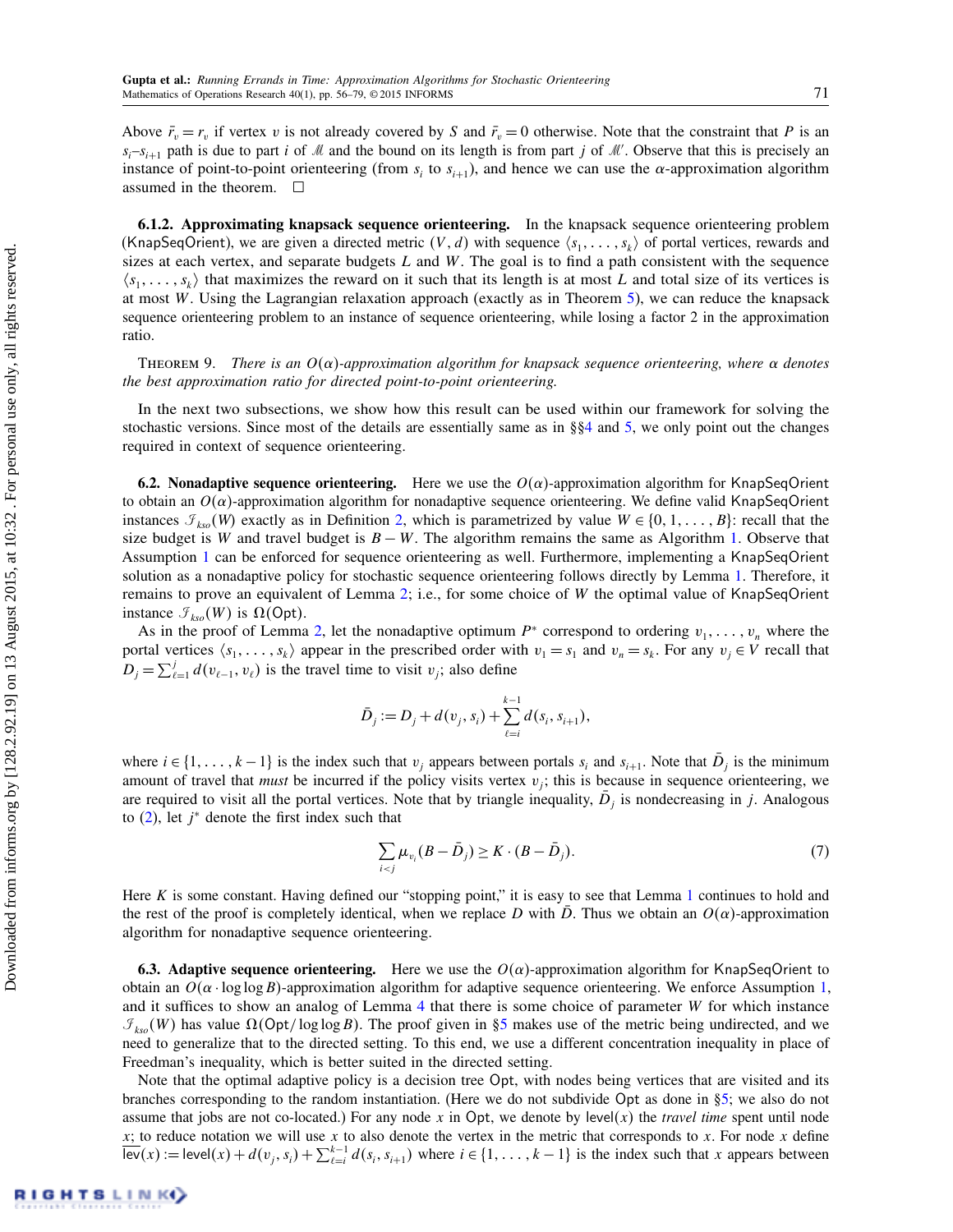Above $\bar{r}_v = r_v$ if vertex $v$ is not already covered by $S$ and $\bar{r}_v = 0$ otherwise. Note that the constraint that $P$ is an $s_i$–$s_{i+1}$ path is due to part $i$ of $\mathcal{M}$ and the bound on its length is from part $j$ of $\mathcal{M}'$. Observe that this is precisely an instance of point-to-point orienteering (from $s_i$ to $s_{i+1}$), and hence we can use the $\alpha$-approximation algorithm assumed in the theorem. $\square$

**6.1.2. Approximating knapsack sequence orienteering.** In the knapsack sequence orienteering problem (KnapSeqOrient), we are given a directed metric $(V, d)$ with sequence $\langle s_1, \ldots, s_k \rangle$ of portal vertices, rewards and sizes at each vertex, and separate budgets $L$ and $W$. The goal is to find a path consistent with the sequence $\langle s_1, \ldots, s_k \rangle$ that maximizes the reward on it such that its length is at most $L$ and total size of its vertices is at most $W$. Using the Lagrangian relaxation approach (exactly as in Theorem 5), we can reduce the knapsack sequence orienteering problem to an instance of sequence orienteering, while losing a factor 2 in the approximation ratio.

Theorem 9. *There is an $O(\alpha)$-approximation algorithm for knapsack sequence orienteering, where $\alpha$ denotes the best approximation ratio for directed point-to-point orienteering.*

In the next two subsections, we show how this result can be used within our framework for solving the stochastic versions. Since most of the details are essentially same as in §§4 and 5, we only point out the changes required in context of sequence orienteering.

**6.2. Nonadaptive sequence orienteering.** Here we use the $O(\alpha)$-approximation algorithm for KnapSeqOrient to obtain an $O(\alpha)$-approximation algorithm for nonadaptive sequence orienteering. We define valid KnapSeqOrient instances $\mathcal{I}_{kso}(W)$ exactly as in Definition 2, which is parametrized by value $W \in \{0, 1, \ldots, B\}$: recall that the size budget is $W$ and travel budget is $B - W$. The algorithm remains the same as Algorithm 1. Observe that Assumption 1 can be enforced for sequence orienteering as well. Furthermore, implementing a KnapSeqOrient solution as a nonadaptive policy for stochastic sequence orienteering follows directly by Lemma 1. Therefore, it remains to prove an equivalent of Lemma 2; i.e., for some choice of $W$ the optimal value of KnapSeqOrient instance $\mathcal{I}_{kso}(W)$ is $\Omega(\mathsf{Opt})$.

As in the proof of Lemma 2, let the nonadaptive optimum $P^*$ correspond to ordering $v_1, \ldots, v_n$ where the portal vertices $\langle s_1, \ldots, s_k \rangle$ appear in the prescribed order with $v_1 = s_1$ and $v_n = s_k$. For any $v_j \in V$ recall that $D_j = \sum_{\ell=1}^{j} d(v_{\ell-1}, v_\ell)$ is the travel time to visit $v_j$; also define

$$\bar{D}_j := D_j + d(v_j, s_i) + \sum_{\ell=i}^{k-1} d(s_i, s_{i+1}),$$

where $i \in \{1, \ldots, k-1\}$ is the index such that $v_j$ appears between portals $s_i$ and $s_{i+1}$. Note that $\bar{D}_j$ is the minimum amount of travel that *must* be incurred if the policy visits vertex $v_j$; this is because in sequence orienteering, we are required to visit all the portal vertices. Note that by triangle inequality, $\bar{D}_j$ is nondecreasing in $j$. Analogous to (2), let $j^*$ denote the first index such that

$$\sum_{i<j} \mu_{v_i}(B - \bar{D}_j) \geq K \cdot (B - \bar{D}_j). \tag{7}$$

Here $K$ is some constant. Having defined our "stopping point," it is easy to see that Lemma 1 continues to hold and the rest of the proof is completely identical, when we replace $D$ with $\bar{D}$. Thus we obtain an $O(\alpha)$-approximation algorithm for nonadaptive sequence orienteering.

**6.3. Adaptive sequence orienteering.** Here we use the $O(\alpha)$-approximation algorithm for KnapSeqOrient to obtain an $O(\alpha \cdot \log\log B)$-approximation algorithm for adaptive sequence orienteering. We enforce Assumption 1, and it suffices to show an analog of Lemma 4 that there is some choice of parameter $W$ for which instance $\mathcal{I}_{kso}(W)$ has value $\Omega(\mathsf{Opt}/\log\log B)$. The proof given in §5 makes use of the metric being undirected, and we need to generalize that to the directed setting. To this end, we use a different concentration inequality in place of Freedman's inequality, which is better suited in the directed setting.

Note that the optimal adaptive policy is a decision tree Opt, with nodes being vertices that are visited and its branches corresponding to the random instantiation. (Here we do not subdivide Opt as done in §5; we also do not assume that jobs are not co-located.) For any node $x$ in Opt, we denote by $\mathsf{level}(x)$ the *travel time* spent until node $x$; to reduce notation we will use $x$ to also denote the vertex in the metric that corresponds to $x$. For node $x$ define $\overline{\mathsf{lev}}(x) := \mathsf{level}(x) + d(v_j, s_i) + \sum_{\ell=i}^{k-1} d(s_i, s_{i+1})$ where $i \in \{1, \ldots, k-1\}$ is the index such that $x$ appears between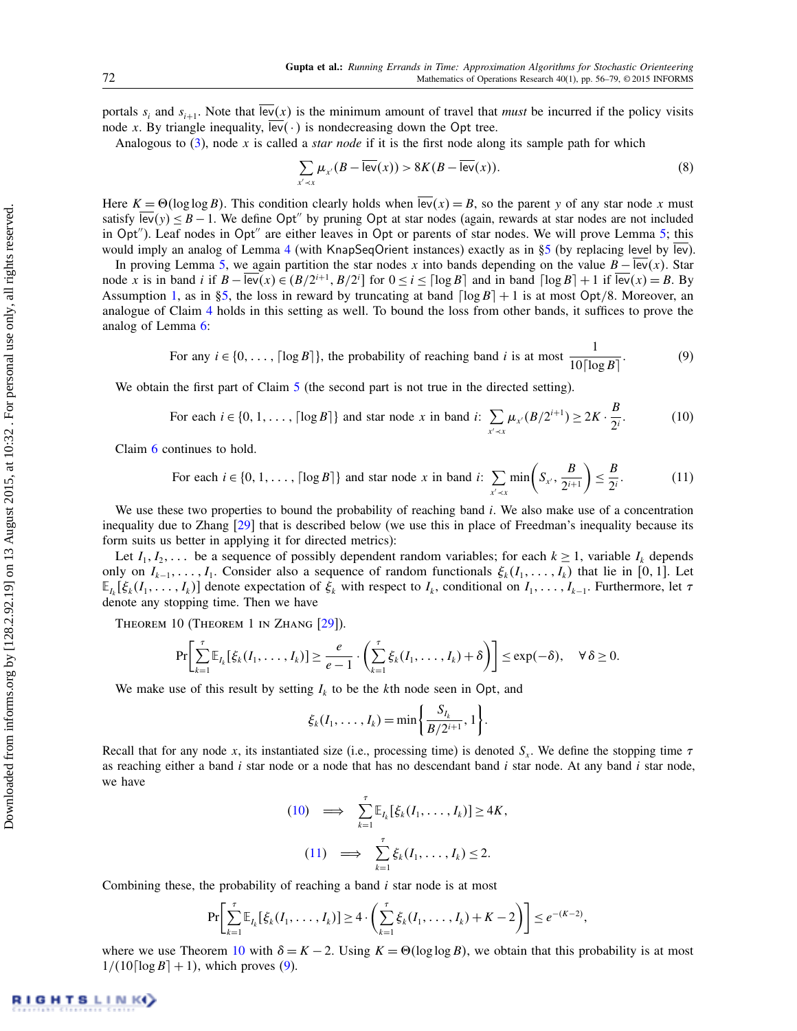portals $s_i$ and $s_{i+1}$. Note that $\overline{\mathsf{lev}}(x)$ is the minimum amount of travel that *must* be incurred if the policy visits node $x$. By triangle inequality, $\overline{\mathsf{lev}}(\cdot)$ is nondecreasing down the $\mathsf{Opt}$ tree.

Analogous to (3), node $x$ is called a *star node* if it is the first node along its sample path for which

$$\sum_{x' \prec x} \mu_{x'}(B - \overline{\mathsf{lev}}(x)) > 8K(B - \overline{\mathsf{lev}}(x)). \tag{8}$$

Here $K = \Theta(\log\log B)$. This condition clearly holds when $\overline{\mathsf{lev}}(x) = B$, so the parent $y$ of any star node $x$ must satisfy $\overline{\mathsf{lev}}(y) \le B - 1$. We define $\mathsf{Opt}''$ by pruning $\mathsf{Opt}$ at star nodes (again, rewards at star nodes are not included in $\mathsf{Opt}''$). Leaf nodes in $\mathsf{Opt}''$ are either leaves in $\mathsf{Opt}$ or parents of star nodes. We will prove Lemma 5; this would imply an analog of Lemma 4 (with $\mathsf{KnapSeqOrient}$ instances) exactly as in §5 (by replacing $\mathsf{level}$ by $\overline{\mathsf{lev}}$).

In proving Lemma 5, we again partition the star nodes $x$ into bands depending on the value $B - \overline{\mathsf{lev}}(x)$. Star node $x$ is in band $i$ if $B - \overline{\mathsf{lev}}(x) \in (B/2^{i+1}, B/2^i]$ for $0 \le i \le \lceil \log B \rceil$ and in band $\lceil \log B \rceil + 1$ if $\overline{\mathsf{lev}}(x) = B$. By Assumption 1, as in §5, the loss in reward by truncating at band $\lceil \log B \rceil + 1$ is at most $\mathsf{Opt}/8$. Moreover, an analogue of Claim 4 holds in this setting as well. To bound the loss from other bands, it suffices to prove the analog of Lemma 6:

$$\text{For any } i \in \{0, \ldots, \lceil \log B \rceil\}, \text{ the probability of reaching band } i \text{ is at most } \frac{1}{10\lceil \log B \rceil}. \tag{9}$$

We obtain the first part of Claim 5 (the second part is not true in the directed setting).

$$\text{For each } i \in \{0, 1, \ldots, \lceil \log B \rceil\} \text{ and star node } x \text{ in band } i\text{: } \sum_{x' \prec x} \mu_{x'}(B/2^{i+1}) \ge 2K \cdot \frac{B}{2^i}. \tag{10}$$

Claim 6 continues to hold.

$$\text{For each } i \in \{0, 1, \ldots, \lceil \log B \rceil\} \text{ and star node } x \text{ in band } i\text{: } \sum_{x' \prec x} \min\left(S_{x'}, \frac{B}{2^{i+1}}\right) \le \frac{B}{2^i}. \tag{11}$$

We use these two properties to bound the probability of reaching band $i$. We also make use of a concentration inequality due to Zhang [29] that is described below (we use this in place of Freedman's inequality because its form suits us better in applying it for directed metrics):

Let $I_1, I_2, \ldots$ be a sequence of possibly dependent random variables; for each $k \ge 1$, variable $I_k$ depends only on $I_{k-1}, \ldots, I_1$. Consider also a sequence of random functionals $\xi_k(I_1, \ldots, I_k)$ that lie in $[0, 1]$. Let $\mathbb{E}_{I_k}[\xi_k(I_1, \ldots, I_k)]$ denote expectation of $\xi_k$ with respect to $I_k$, conditional on $I_1, \ldots, I_{k-1}$. Furthermore, let $\tau$ denote any stopping time. Then we have

Theorem 10 (Theorem 1 in Zhang [29]).

$$\Pr\left[\sum_{k=1}^{\tau} \mathbb{E}_{I_k}[\xi_k(I_1, \ldots, I_k)] \ge \frac{e}{e-1} \cdot \left(\sum_{k=1}^{\tau} \xi_k(I_1, \ldots, I_k) + \delta\right)\right] \le \exp(-\delta), \quad \forall\, \delta \ge 0.$$

We make use of this result by setting $I_k$ to be the $k$th node seen in $\mathsf{Opt}$, and

$$\xi_k(I_1, \ldots, I_k) = \min\left\{\frac{S_{I_k}}{B/2^{i+1}}, 1\right\}.$$

Recall that for any node $x$, its instantiated size (i.e., processing time) is denoted $S_x$. We define the stopping time $\tau$ as reaching either a band $i$ star node or a node that has no descendant band $i$ star node. At any band $i$ star node, we have

$$(10) \implies \sum_{k=1}^{\tau} \mathbb{E}_{I_k}[\xi_k(I_1, \ldots, I_k)] \ge 4K,$$

$$(11) \implies \sum_{k=1}^{\tau} \xi_k(I_1, \ldots, I_k) \le 2.$$

Combining these, the probability of reaching a band $i$ star node is at most

$$\Pr\left[\sum_{k=1}^{\tau} \mathbb{E}_{I_k}[\xi_k(I_1, \ldots, I_k)] \ge 4 \cdot \left(\sum_{k=1}^{\tau} \xi_k(I_1, \ldots, I_k) + K - 2\right)\right] \le e^{-(K-2)},$$

where we use Theorem 10 with $\delta = K - 2$. Using $K = \Theta(\log\log B)$, we obtain that this probability is at most $1/(10\lceil \log B \rceil + 1)$, which proves (9).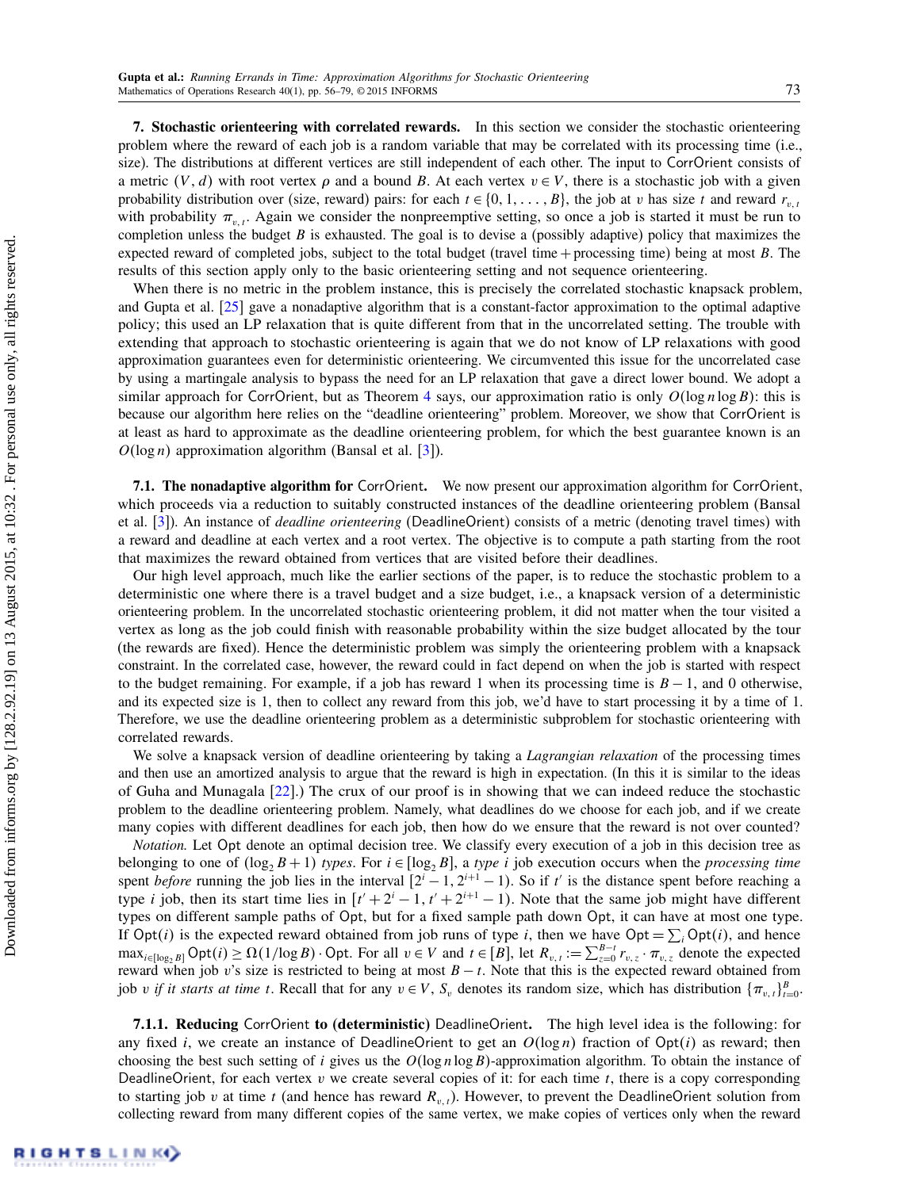## 7. Stochastic orienteering with correlated rewards.

In this section we consider the stochastic orienteering problem where the reward of each job is a random variable that may be correlated with its processing time (i.e., size). The distributions at different vertices are still independent of each other. The input to CorrOrient consists of a metric $(V, d)$ with root vertex $\rho$ and a bound $B$. At each vertex $v \in V$, there is a stochastic job with a given probability distribution over (size, reward) pairs: for each $t \in \{0, 1, \ldots, B\}$, the job at $v$ has size $t$ and reward $r_{v,t}$ with probability $\pi_{v,t}$. Again we consider the nonpreemptive setting, so once a job is started it must be run to completion unless the budget $B$ is exhausted. The goal is to devise a (possibly adaptive) policy that maximizes the expected reward of completed jobs, subject to the total budget (travel time + processing time) being at most $B$. The results of this section apply only to the basic orienteering setting and not sequence orienteering.

When there is no metric in the problem instance, this is precisely the correlated stochastic knapsack problem, and Gupta et al. [25] gave a nonadaptive algorithm that is a constant-factor approximation to the optimal adaptive policy; this used an LP relaxation that is quite different from that in the uncorrelated setting. The trouble with extending that approach to stochastic orienteering is again that we do not know of LP relaxations with good approximation guarantees even for deterministic orienteering. We circumvented this issue for the uncorrelated case by using a martingale analysis to bypass the need for an LP relaxation that gave a direct lower bound. We adopt a similar approach for CorrOrient, but as Theorem 4 says, our approximation ratio is only $O(\log n \log B)$: this is because our algorithm here relies on the "deadline orienteering" problem. Moreover, we show that CorrOrient is at least as hard to approximate as the deadline orienteering problem, for which the best guarantee known is an $O(\log n)$ approximation algorithm (Bansal et al. [3]).

### 7.1. The nonadaptive algorithm for CorrOrient.

We now present our approximation algorithm for CorrOrient, which proceeds via a reduction to suitably constructed instances of the deadline orienteering problem (Bansal et al. [3]). An instance of *deadline orienteering* (DeadlineOrient) consists of a metric (denoting travel times) with a reward and deadline at each vertex and a root vertex. The objective is to compute a path starting from the root that maximizes the reward obtained from vertices that are visited before their deadlines.

Our high level approach, much like the earlier sections of the paper, is to reduce the stochastic problem to a deterministic one where there is a travel budget and a size budget, i.e., a knapsack version of a deterministic orienteering problem. In the uncorrelated stochastic orienteering problem, it did not matter when the tour visited a vertex as long as the job could finish with reasonable probability within the size budget allocated by the tour (the rewards are fixed). Hence the deterministic problem was simply the orienteering problem with a knapsack constraint. In the correlated case, however, the reward could in fact depend on when the job is started with respect to the budget remaining. For example, if a job has reward 1 when its processing time is $B-1$, and 0 otherwise, and its expected size is 1, then to collect any reward from this job, we'd have to start processing it by a time of 1. Therefore, we use the deadline orienteering problem as a deterministic subproblem for stochastic orienteering with correlated rewards.

We solve a knapsack version of deadline orienteering by taking a *Lagrangian relaxation* of the processing times and then use an amortized analysis to argue that the reward is high in expectation. (In this it is similar to the ideas of Guha and Munagala [22].) The crux of our proof is in showing that we can indeed reduce the stochastic problem to the deadline orienteering problem. Namely, what deadlines do we choose for each job, and if we create many copies with different deadlines for each job, then how do we ensure that the reward is not over counted?

*Notation.* Let Opt denote an optimal decision tree. We classify every execution of a job in this decision tree as belonging to one of $(\log_2 B + 1)$ *types*. For $i \in [\log_2 B]$, a *type* $i$ job execution occurs when the *processing time* spent *before* running the job lies in the interval $[2^i - 1, 2^{i+1} - 1)$. So if $t'$ is the distance spent before reaching a type $i$ job, then its start time lies in $[t' + 2^i - 1, t' + 2^{i+1} - 1)$. Note that the same job might have different types on different sample paths of Opt, but for a fixed sample path down Opt, it can have at most one type. If $\mathsf{Opt}(i)$ is the expected reward obtained from job runs of type $i$, then we have $\mathsf{Opt} = \sum_i \mathsf{Opt}(i)$, and hence $\max_{i \in [\log_2 B]} \mathsf{Opt}(i) \geq \Omega(1/\log B) \cdot \mathsf{Opt}$. For all $v \in V$ and $t \in [B]$, let $R_{v,t} := \sum_{z=0}^{B-t} r_{v,z} \cdot \pi_{v,z}$ denote the expected reward when job $v$'s size is restricted to being at most $B - t$. Note that this is the expected reward obtained from job $v$ *if it starts at time* $t$. Recall that for any $v \in V$, $S_v$ denotes its random size, which has distribution $\{\pi_{v,t}\}_{t=0}^{B}$.

#### 7.1.1. Reducing CorrOrient to (deterministic) DeadlineOrient.

The high level idea is the following: for any fixed $i$, we create an instance of DeadlineOrient to get an $O(\log n)$ fraction of $\mathsf{Opt}(i)$ as reward; then choosing the best such setting of $i$ gives us the $O(\log n \log B)$-approximation algorithm. To obtain the instance of DeadlineOrient, for each vertex $v$ we create several copies of it: for each time $t$, there is a copy corresponding to starting job $v$ at time $t$ (and hence has reward $R_{v,t}$). However, to prevent the DeadlineOrient solution from collecting reward from many different copies of the same vertex, we make copies of vertices only when the reward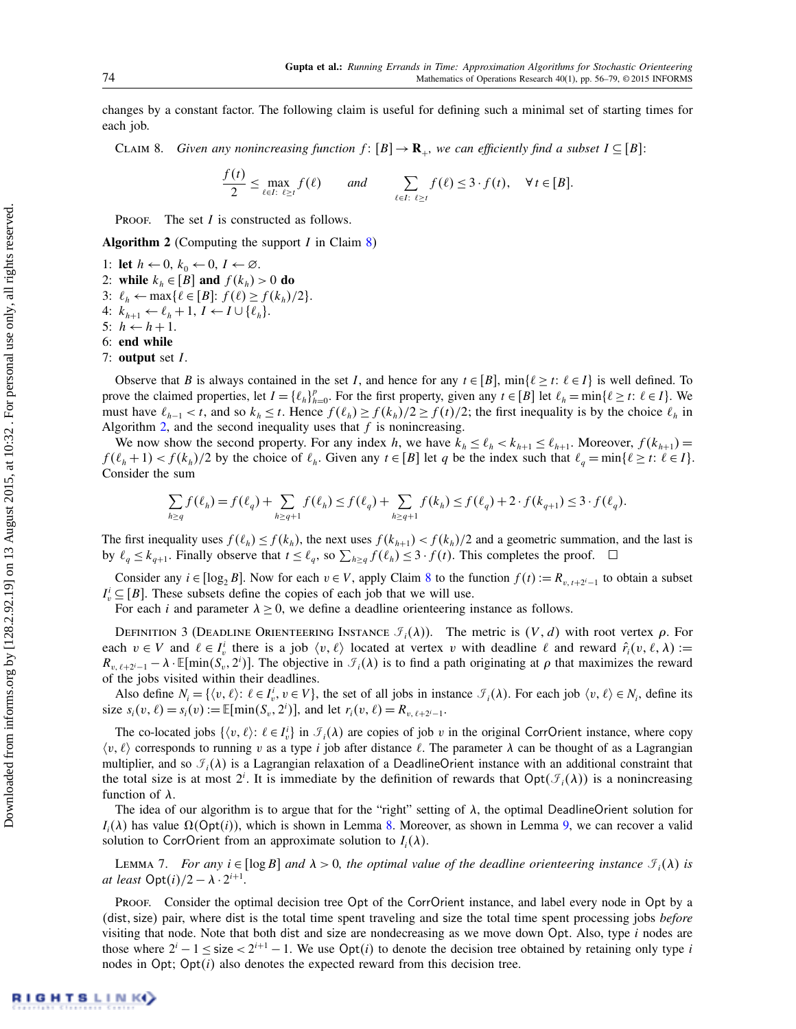changes by a constant factor. The following claim is useful for defining such a minimal set of starting times for each job.

CLAIM 8. *Given any nonincreasing function $f\colon [B] \to \mathbf{R}_+$, we can efficiently find a subset $I \subseteq [B]$:*

$$\frac{f(t)}{2} \leq \max_{\ell \in I:\ \ell \geq t} f(\ell) \qquad \text{and} \qquad \sum_{\ell \in I:\ \ell \geq t} f(\ell) \leq 3 \cdot f(t), \quad \forall\, t \in [B].$$

PROOF. The set $I$ is constructed as follows.

**Algorithm 2** (Computing the support $I$ in Claim 8)

1: **let** $h \leftarrow 0$, $k_0 \leftarrow 0$, $I \leftarrow \varnothing$.
2: **while** $k_h \in [B]$ **and** $f(k_h) > 0$ **do**
3: $\ell_h \leftarrow \max\{\ell \in [B]\colon f(\ell) \geq f(k_h)/2\}$.
4: $k_{h+1} \leftarrow \ell_h + 1$, $I \leftarrow I \cup \{\ell_h\}$.
5: $h \leftarrow h + 1$.
6: **end while**
7: **output** set $I$.

Observe that $B$ is always contained in the set $I$, and hence for any $t \in [B]$, $\min\{\ell \geq t\colon \ell \in I\}$ is well defined. To prove the claimed properties, let $I = \{\ell_h\}_{h=0}^p$. For the first property, given any $t \in [B]$ let $\ell_h = \min\{\ell \geq t\colon \ell \in I\}$. We must have $\ell_{h-1} < t$, and so $k_h \leq t$. Hence $f(\ell_h) \geq f(k_h)/2 \geq f(t)/2$; the first inequality is by the choice $\ell_h$ in Algorithm 2, and the second inequality uses that $f$ is nonincreasing.

We now show the second property. For any index $h$, we have $k_h \leq \ell_h < k_{h+1} \leq \ell_{h+1}$. Moreover, $f(k_{h+1}) = f(\ell_h + 1) < f(k_h)/2$ by the choice of $\ell_h$. Given any $t \in [B]$ let $q$ be the index such that $\ell_q = \min\{\ell \geq t\colon \ell \in I\}$. Consider the sum

$$\sum_{h \geq q} f(\ell_h) = f(\ell_q) + \sum_{h \geq q+1} f(\ell_h) \leq f(\ell_q) + \sum_{h \geq q+1} f(k_h) \leq f(\ell_q) + 2 \cdot f(k_{q+1}) \leq 3 \cdot f(\ell_q).$$

The first inequality uses $f(\ell_h) \leq f(k_h)$, the next uses $f(k_{h+1}) < f(k_h)/2$ and a geometric summation, and the last is by $\ell_q \leq k_{q+1}$. Finally observe that $t \leq \ell_q$, so $\sum_{h \geq q} f(\ell_h) \leq 3 \cdot f(t)$. This completes the proof. $\square$

Consider any $i \in [\log_2 B]$. Now for each $v \in V$, apply Claim 8 to the function $f(t) := R_{v,\, t+2^i-1}$ to obtain a subset $I_v^i \subseteq [B]$. These subsets define the copies of each job that we will use.

For each $i$ and parameter $\lambda \geq 0$, we define a deadline orienteering instance as follows.

DEFINITION 3 (DEADLINE ORIENTEERING INSTANCE $\mathcal{I}_i(\lambda)$). The metric is $(V, d)$ with root vertex $\rho$. For each $v \in V$ and $\ell \in I_v^i$ there is a job $\langle v, \ell \rangle$ located at vertex $v$ with deadline $\ell$ and reward $\hat{r}_i(v, \ell, \lambda) := R_{v,\, \ell+2^i-1} - \lambda \cdot \mathbb{E}[\min(S_v, 2^i)]$. The objective in $\mathcal{I}_i(\lambda)$ is to find a path originating at $\rho$ that maximizes the reward of the jobs visited within their deadlines.

Also define $N_i = \{\langle v, \ell \rangle\colon \ell \in I_v^i, v \in V\}$, the set of all jobs in instance $\mathcal{I}_i(\lambda)$. For each job $\langle v, \ell \rangle \in N_i$, define its size $s_i(v, \ell) = s_i(v) := \mathbb{E}[\min(S_v, 2^i)]$, and let $r_i(v, \ell) = R_{v,\, \ell+2^i-1}$.

The co-located jobs $\{\langle v, \ell \rangle\colon \ell \in I_v^i\}$ in $\mathcal{I}_i(\lambda)$ are copies of job $v$ in the original CorrOrient instance, where copy $\langle v, \ell \rangle$ corresponds to running $v$ as a type $i$ job after distance $\ell$. The parameter $\lambda$ can be thought of as a Lagrangian multiplier, and so $\mathcal{I}_i(\lambda)$ is a Lagrangian relaxation of a DeadlineOrient instance with an additional constraint that the total size is at most $2^i$. It is immediate by the definition of rewards that $\mathsf{Opt}(\mathcal{I}_i(\lambda))$ is a nonincreasing function of $\lambda$.

The idea of our algorithm is to argue that for the "right" setting of $\lambda$, the optimal DeadlineOrient solution for $I_i(\lambda)$ has value $\Omega(\mathsf{Opt}(i))$, which is shown in Lemma 8. Moreover, as shown in Lemma 9, we can recover a valid solution to CorrOrient from an approximate solution to $I_i(\lambda)$.

LEMMA 7. *For any $i \in [\log B]$ and $\lambda > 0$, the optimal value of the deadline orienteering instance $\mathcal{I}_i(\lambda)$ is at least $\mathsf{Opt}(i)/2 - \lambda \cdot 2^{i+1}$.*

PROOF. Consider the optimal decision tree Opt of the CorrOrient instance, and label every node in Opt by a (dist, size) pair, where dist is the total time spent traveling and size the total time spent processing jobs *before* visiting that node. Note that both dist and size are nondecreasing as we move down Opt. Also, type $i$ nodes are those where $2^i - 1 \leq \text{size} < 2^{i+1} - 1$. We use $\mathsf{Opt}(i)$ to denote the decision tree obtained by retaining only type $i$ nodes in Opt; $\mathsf{Opt}(i)$ also denotes the expected reward from this decision tree.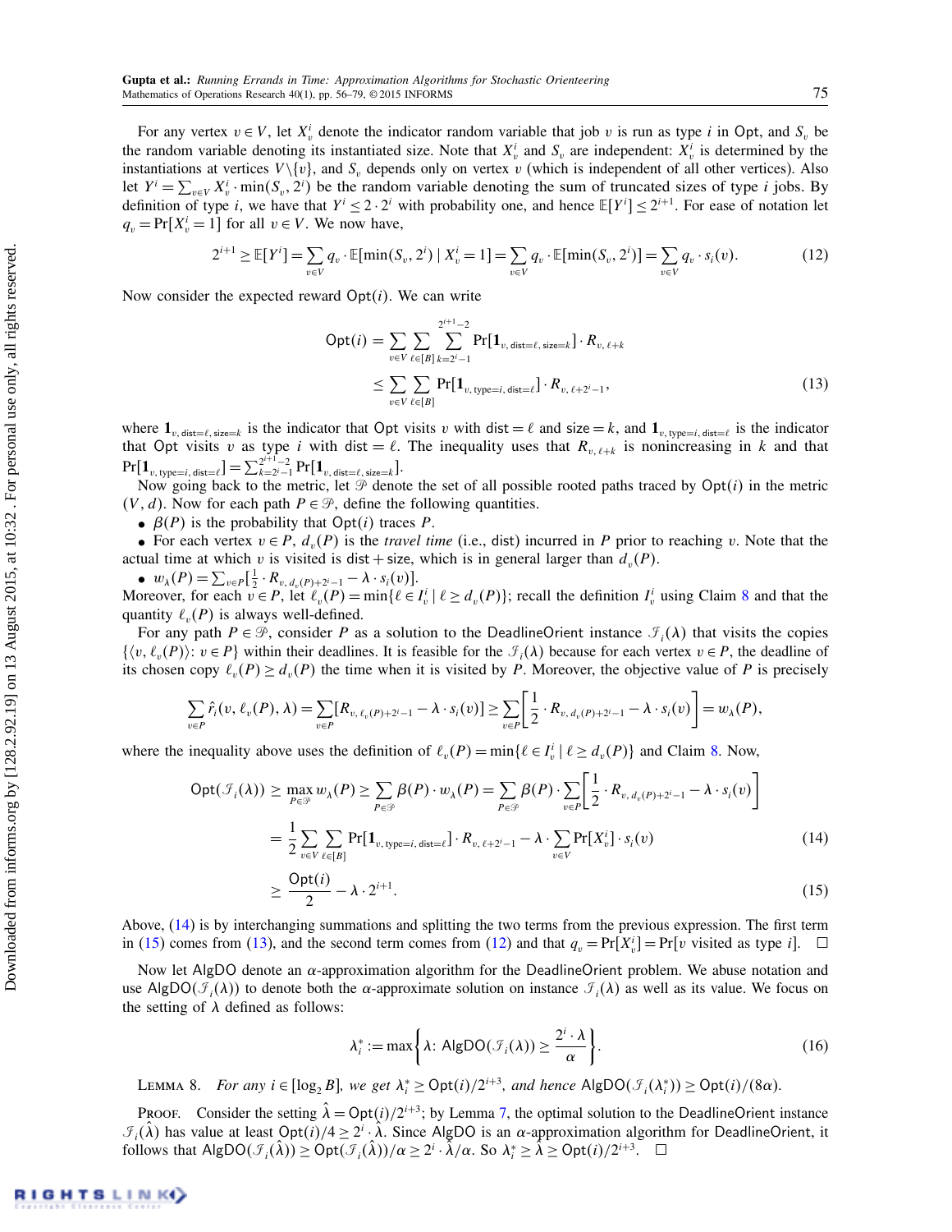For any vertex $v \in V$, let $X_v^i$ denote the indicator random variable that job $v$ is run as type $i$ in $\mathsf{Opt}$, and $S_v$ be the random variable denoting its instantiated size. Note that $X_v^i$ and $S_v$ are independent: $X_v^i$ is determined by the instantiations at vertices $V \backslash \{v\}$, and $S_v$ depends only on vertex $v$ (which is independent of all other vertices). Also let $Y^i = \sum_{v \in V} X_v^i \cdot \min(S_v, 2^i)$ be the random variable denoting the sum of truncated sizes of type $i$ jobs. By definition of type $i$, we have that $Y^i \le 2 \cdot 2^i$ with probability one, and hence $\mathbb{E}[Y^i] \le 2^{i+1}$. For ease of notation let $q_v = \Pr[X_v^i = 1]$ for all $v \in V$. We now have,

$$2^{i+1} \ge \mathbb{E}[Y^i] = \sum_{v \in V} q_v \cdot \mathbb{E}[\min(S_v, 2^i) \mid X_v^i = 1] = \sum_{v \in V} q_v \cdot \mathbb{E}[\min(S_v, 2^i)] = \sum_{v \in V} q_v \cdot s_i(v). \tag{12}$$

Now consider the expected reward $\mathsf{Opt}(i)$. We can write

$$\begin{aligned}\mathsf{Opt}(i) &= \sum_{v \in V} \sum_{\ell \in [B]} \sum_{k=2^i-1}^{2^{i+1}-2} \Pr[\mathbf{1}_{v,\,\mathrm{dist}=\ell,\,\mathrm{size}=k}] \cdot R_{v,\,\ell+k} \\ &\le \sum_{v \in V} \sum_{\ell \in [B]} \Pr[\mathbf{1}_{v,\,\mathrm{type}=i,\,\mathrm{dist}=\ell}] \cdot R_{v,\,\ell+2^i-1},\end{aligned} \tag{13}$$

where $\mathbf{1}_{v,\,\mathrm{dist}=\ell,\,\mathrm{size}=k}$ is the indicator that $\mathsf{Opt}$ visits $v$ with dist $= \ell$ and size $= k$, and $\mathbf{1}_{v,\,\mathrm{type}=i,\,\mathrm{dist}=\ell}$ is the indicator that $\mathsf{Opt}$ visits $v$ as type $i$ with dist $= \ell$. The inequality uses that $R_{v,\,\ell+k}$ is nonincreasing in $k$ and that $\Pr[\mathbf{1}_{v,\,\mathrm{type}=i,\,\mathrm{dist}=\ell}] = \sum_{k=2^i-1}^{2^{i+1}-2} \Pr[\mathbf{1}_{v,\,\mathrm{dist}=\ell,\,\mathrm{size}=k}]$.

Now going back to the metric, let $\mathcal{P}$ denote the set of all possible rooted paths traced by $\mathsf{Opt}(i)$ in the metric $(V, d)$. Now for each path $P \in \mathcal{P}$, define the following quantities.

- $\beta(P)$ is the probability that $\mathsf{Opt}(i)$ traces $P$.
- For each vertex $v \in P$, $d_v(P)$ is the *travel time* (i.e., dist) incurred in $P$ prior to reaching $v$. Note that the actual time at which $v$ is visited is dist + size, which is in general larger than $d_v(P)$.
- $w_\lambda(P) = \sum_{v \in P} [\frac{1}{2} \cdot R_{v,\,d_v(P)+2^i-1} - \lambda \cdot s_i(v)]$.

Moreover, for each $v \in P$, let $\ell_v(P) = \min\{\ell \in I_v^i \mid \ell \ge d_v(P)\}$; recall the definition $I_v^i$ using Claim 8 and that the quantity $\ell_v(P)$ is always well-defined.

For any path $P \in \mathcal{P}$, consider $P$ as a solution to the $\mathsf{DeadlineOrient}$ instance $\mathcal{J}_i(\lambda)$ that visits the copies $\{\langle v, \ell_v(P)\rangle : v \in P\}$ within their deadlines. It is feasible for the $\mathcal{J}_i(\lambda)$ because for each vertex $v \in P$, the deadline of its chosen copy $\ell_v(P) \ge d_v(P)$ the time when it is visited by $P$. Moreover, the objective value of $P$ is precisely

$$\sum_{v \in P} \hat{r}_i(v, \ell_v(P), \lambda) = \sum_{v \in P} [R_{v,\,\ell_v(P)+2^i-1} - \lambda \cdot s_i(v)] \ge \sum_{v \in P} \left[\frac{1}{2} \cdot R_{v,\,d_v(P)+2^i-1} - \lambda \cdot s_i(v)\right] = w_\lambda(P),$$

where the inequality above uses the definition of $\ell_v(P) = \min\{\ell \in I_v^i \mid \ell \ge d_v(P)\}$ and Claim 8. Now,

$$\begin{aligned}\mathsf{Opt}(\mathcal{J}_i(\lambda)) &\ge \max_{P \in \mathcal{P}} w_\lambda(P) \ge \sum_{P \in \mathcal{P}} \beta(P) \cdot w_\lambda(P) = \sum_{P \in \mathcal{P}} \beta(P) \cdot \sum_{v \in P} \left[\frac{1}{2} \cdot R_{v,\,d_v(P)+2^i-1} - \lambda \cdot s_i(v)\right] \\ &= \frac{1}{2} \sum_{v \in V} \sum_{\ell \in [B]} \Pr[\mathbf{1}_{v,\,\mathrm{type}=i,\,\mathrm{dist}=\ell}] \cdot R_{v,\,\ell+2^i-1} - \lambda \cdot \sum_{v \in V} \Pr[X_v^i] \cdot s_i(v) \qquad (14) \\ &\ge \frac{\mathsf{Opt}(i)}{2} - \lambda \cdot 2^{i+1}. \qquad (15)\end{aligned}$$

Above, (14) is by interchanging summations and splitting the two terms from the previous expression. The first term in (15) comes from (13), and the second term comes from (12) and that $q_v = \Pr[X_v^i] = \Pr[v \text{ visited as type } i]$. $\square$

Now let $\mathsf{AlgDO}$ denote an $\alpha$-approximation algorithm for the $\mathsf{DeadlineOrient}$ problem. We abuse notation and use $\mathsf{AlgDO}(\mathcal{J}_i(\lambda))$ to denote both the $\alpha$-approximate solution on instance $\mathcal{J}_i(\lambda)$ as well as its value. We focus on the setting of $\lambda$ defined as follows:

$$\lambda_i^* := \max\left\{\lambda : \mathsf{AlgDO}(\mathcal{J}_i(\lambda)) \ge \frac{2^i \cdot \lambda}{\alpha}\right\}. \tag{16}$$

Lemma 8. *For any $i \in [\log_2 B]$, we get $\lambda_i^* \ge \mathsf{Opt}(i)/2^{i+3}$, and hence $\mathsf{AlgDO}(\mathcal{J}_i(\lambda_i^*)) \ge \mathsf{Opt}(i)/(8\alpha)$.*

Proof. Consider the setting $\hat{\lambda} = \mathsf{Opt}(i)/2^{i+3}$; by Lemma 7, the optimal solution to the $\mathsf{DeadlineOrient}$ instance $\mathcal{J}_i(\hat{\lambda})$ has value at least $\mathsf{Opt}(i)/4 \ge 2^i \cdot \hat{\lambda}$. Since $\mathsf{AlgDO}$ is an $\alpha$-approximation algorithm for $\mathsf{DeadlineOrient}$, it follows that $\mathsf{AlgDO}(\mathcal{J}_i(\hat{\lambda})) \ge \mathsf{Opt}(\mathcal{J}_i(\hat{\lambda}))/\alpha \ge 2^i \cdot \hat{\lambda}/\alpha$. So $\lambda_i^* \ge \hat{\lambda} \ge \mathsf{Opt}(i)/2^{i+3}$. $\square$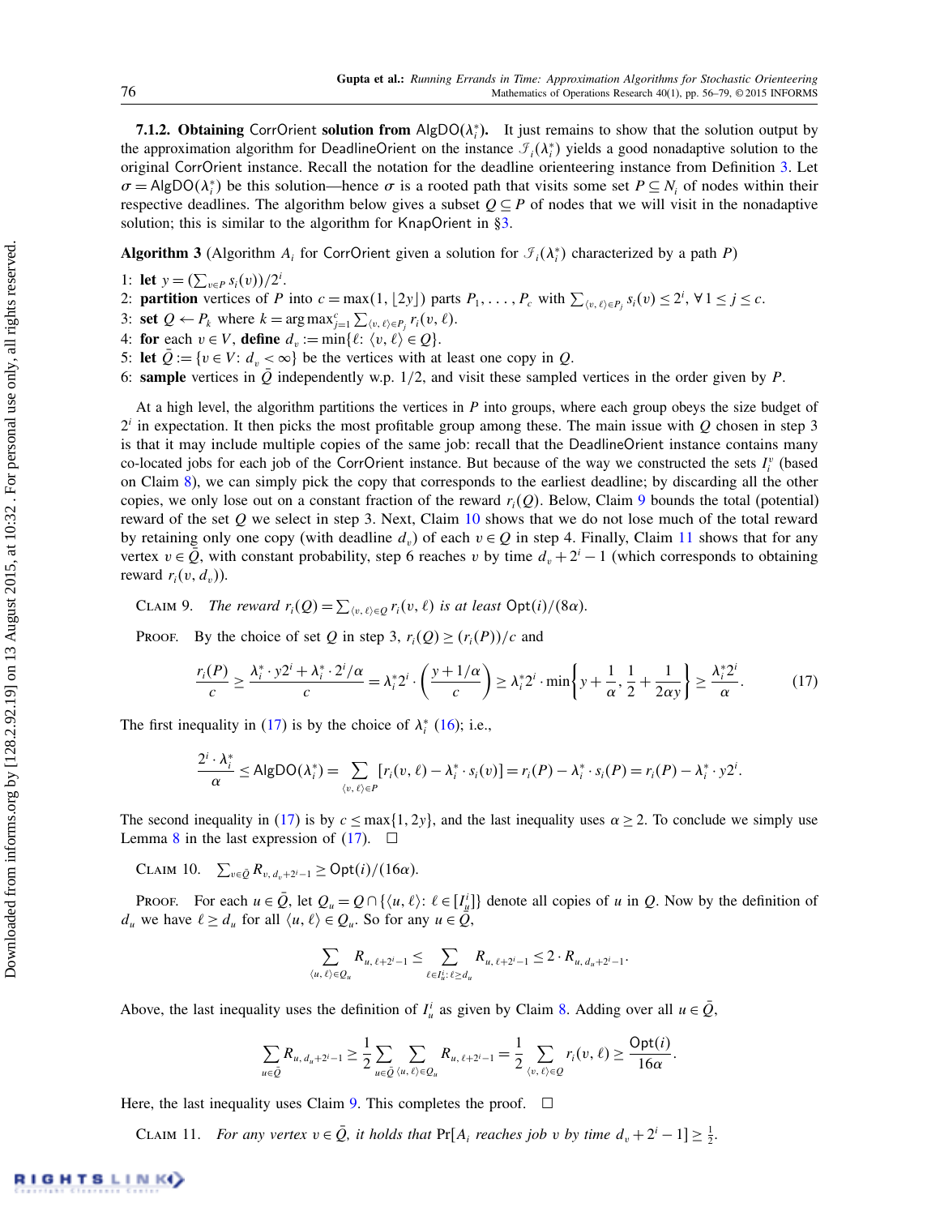#### 7.1.2. Obtaining CorrOrient solution from AlgDO($\lambda_i^*$).

It just remains to show that the solution output by the approximation algorithm for DeadlineOrient on the instance $\mathcal{I}_i(\lambda_i^*)$ yields a good nonadaptive solution to the original CorrOrient instance. Recall the notation for the deadline orienteering instance from Definition 3. Let $\sigma = \mathsf{AlgDO}(\lambda_i^*)$ be this solution—hence $\sigma$ is a rooted path that visits some set $P \subseteq N_i$ of nodes within their respective deadlines. The algorithm below gives a subset $Q \subseteq P$ of nodes that we will visit in the nonadaptive solution; this is similar to the algorithm for KnapOrient in §3.

**Algorithm 3** (Algorithm $A_i$ for CorrOrient given a solution for $\mathcal{I}_i(\lambda_i^*)$ characterized by a path $P$)

1: **let** $y = (\sum_{v \in P} s_i(v))/2^i$.
2: **partition** vertices of $P$ into $c = \max(1, \lfloor 2y \rfloor)$ parts $P_1, \ldots, P_c$ with $\sum_{\langle v, \ell\rangle \in P_j} s_i(v) \le 2^i$, $\forall\, 1 \le j \le c$.
3: **set** $Q \leftarrow P_k$ where $k = \arg\max_{j=1}^{c} \sum_{\langle v, \ell\rangle \in P_j} r_i(v, \ell)$.
4: **for** each $v \in V$, **define** $d_v := \min\{\ell : \langle v, \ell\rangle \in Q\}$.
5: **let** $\bar{Q} := \{v \in V : d_v < \infty\}$ be the vertices with at least one copy in $Q$.
6: **sample** vertices in $\bar{Q}$ independently w.p. 1/2, and visit these sampled vertices in the order given by $P$.

At a high level, the algorithm partitions the vertices in $P$ into groups, where each group obeys the size budget of $2^i$ in expectation. It then picks the most profitable group among these. The main issue with $Q$ chosen in step 3 is that it may include multiple copies of the same job: recall that the DeadlineOrient instance contains many co-located jobs for each job of the CorrOrient instance. But because of the way we constructed the sets $I_i^v$ (based on Claim 8), we can simply pick the copy that corresponds to the earliest deadline; by discarding all the other copies, we only lose out on a constant fraction of the reward $r_i(Q)$. Below, Claim 9 bounds the total (potential) reward of the set $Q$ we select in step 3. Next, Claim 10 shows that we do not lose much of the total reward by retaining only one copy (with deadline $d_v$) of each $v \in Q$ in step 4. Finally, Claim 11 shows that for any vertex $v \in \bar{Q}$, with constant probability, step 6 reaches $v$ by time $d_v + 2^i - 1$ (which corresponds to obtaining reward $r_i(v, d_v)$).

Claim 9. *The reward $r_i(Q) = \sum_{\langle v, \ell\rangle \in Q} r_i(v, \ell)$ is at least $\mathsf{Opt}(i)/(8\alpha)$.*

Proof. By the choice of set $Q$ in step 3, $r_i(Q) \ge (r_i(P))/c$ and

$$\frac{r_i(P)}{c} \ge \frac{\lambda_i^* \cdot y 2^i + \lambda_i^* \cdot 2^i/\alpha}{c} = \lambda_i^* 2^i \cdot \left(\frac{y + 1/\alpha}{c}\right) \ge \lambda_i^* 2^i \cdot \min\left\{y + \frac{1}{\alpha}, \frac{1}{2} + \frac{1}{2\alpha y}\right\} \ge \frac{\lambda_i^* 2^i}{\alpha}. \tag{17}$$

The first inequality in (17) is by the choice of $\lambda_i^*$ (16); i.e.,

$$\frac{2^i \cdot \lambda_i^*}{\alpha} \le \mathsf{AlgDO}(\lambda_i^*) = \sum_{\langle v, \ell\rangle \in P} [r_i(v, \ell) - \lambda_i^* \cdot s_i(v)] = r_i(P) - \lambda_i^* \cdot s_i(P) = r_i(P) - \lambda_i^* \cdot y 2^i.$$

The second inequality in (17) is by $c \le \max\{1, 2y\}$, and the last inequality uses $\alpha \ge 2$. To conclude we simply use Lemma 8 in the last expression of (17). $\square$

Claim 10. $\sum_{v \in \bar{Q}} R_{v, d_v + 2^i - 1} \ge \mathsf{Opt}(i)/(16\alpha)$.

Proof. For each $u \in \bar{Q}$, let $Q_u = Q \cap \{\langle u, \ell\rangle : \ell \in [I_u^i]\}$ denote all copies of $u$ in $Q$. Now by the definition of $d_u$ we have $\ell \ge d_u$ for all $\langle u, \ell\rangle \in Q_u$. So for any $u \in \bar{Q}$,

$$\sum_{\langle u, \ell\rangle \in Q_u} R_{u, \ell + 2^i - 1} \le \sum_{\ell \in I_u^i : \ell \ge d_u} R_{u, \ell + 2^i - 1} \le 2 \cdot R_{u, d_u + 2^i - 1}.$$

Above, the last inequality uses the definition of $I_u^i$ as given by Claim 8. Adding over all $u \in \bar{Q}$,

$$\sum_{u \in \bar{Q}} R_{u, d_u + 2^i - 1} \ge \frac{1}{2} \sum_{u \in \bar{Q}} \sum_{\langle u, \ell\rangle \in Q_u} R_{u, \ell + 2^i - 1} = \frac{1}{2} \sum_{\langle v, \ell\rangle \in Q} r_i(v, \ell) \ge \frac{\mathsf{Opt}(i)}{16\alpha}.$$

Here, the last inequality uses Claim 9. This completes the proof. $\square$

Claim 11. *For any vertex $v \in \bar{Q}$, it holds that* $\Pr[A_i \text{ reaches job } v \text{ by time } d_v + 2^i - 1] \ge \frac{1}{2}$.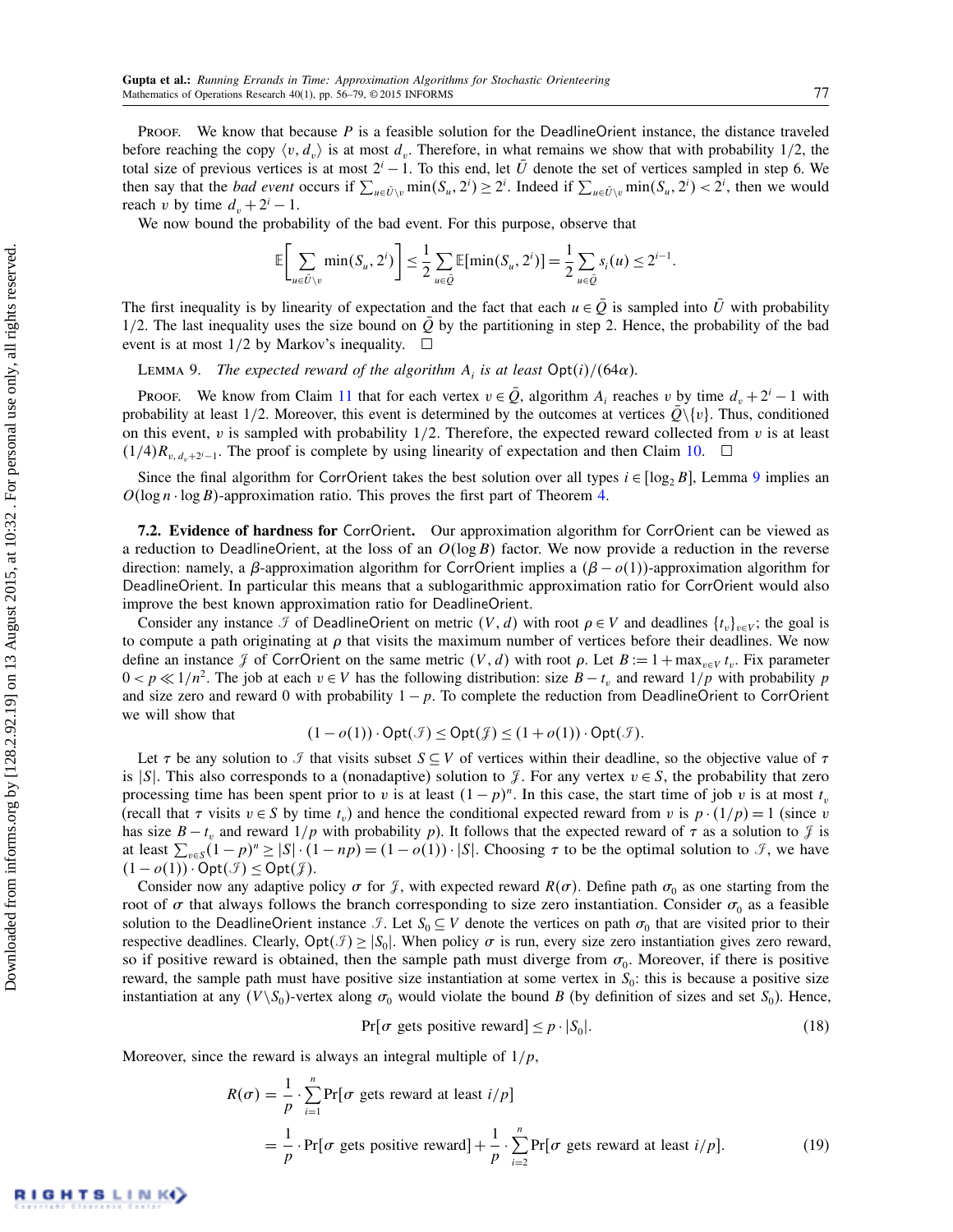PROOF. We know that because $P$ is a feasible solution for the DeadlineOrient instance, the distance traveled before reaching the copy $\langle v, d_v \rangle$ is at most $d_v$. Therefore, in what remains we show that with probability 1/2, the total size of previous vertices is at most $2^i - 1$. To this end, let $\bar{U}$ denote the set of vertices sampled in step 6. We then say that the *bad event* occurs if $\sum_{u \in \bar{U} \setminus v} \min(S_u, 2^i) \geq 2^i$. Indeed if $\sum_{u \in \bar{U} \setminus v} \min(S_u, 2^i) < 2^i$, then we would reach $v$ by time $d_v + 2^i - 1$.

We now bound the probability of the bad event. For this purpose, observe that

$$\mathbb{E}\left[\sum_{u \in \bar{U} \setminus v} \min(S_u, 2^i)\right] \leq \frac{1}{2} \sum_{u \in \bar{Q}} \mathbb{E}[\min(S_u, 2^i)] = \frac{1}{2} \sum_{u \in \bar{Q}} s_i(u) \leq 2^{i-1}.$$

The first inequality is by linearity of expectation and the fact that each $u \in \bar{Q}$ is sampled into $\bar{U}$ with probability 1/2. The last inequality uses the size bound on $\bar{Q}$ by the partitioning in step 2. Hence, the probability of the bad event is at most 1/2 by Markov's inequality. $\square$

LEMMA 9. *The expected reward of the algorithm $A_i$ is at least* $\mathsf{Opt}(i)/(64\alpha)$.

PROOF. We know from Claim 11 that for each vertex $v \in \bar{Q}$, algorithm $A_i$ reaches $v$ by time $d_v + 2^i - 1$ with probability at least 1/2. Moreover, this event is determined by the outcomes at vertices $\bar{Q} \setminus \{v\}$. Thus, conditioned on this event, $v$ is sampled with probability 1/2. Therefore, the expected reward collected from $v$ is at least $(1/4) R_{v, d_v + 2^i - 1}$. The proof is complete by using linearity of expectation and then Claim 10. $\square$

Since the final algorithm for CorrOrient takes the best solution over all types $i \in [\log_2 B]$, Lemma 9 implies an $O(\log n \cdot \log B)$-approximation ratio. This proves the first part of Theorem 4.

### 7.2. Evidence of hardness for CorrOrient.

Our approximation algorithm for CorrOrient can be viewed as a reduction to DeadlineOrient, at the loss of an $O(\log B)$ factor. We now provide a reduction in the reverse direction: namely, a $\beta$-approximation algorithm for CorrOrient implies a $(\beta - o(1))$-approximation algorithm for DeadlineOrient. In particular this means that a sublogarithmic approximation ratio for CorrOrient would also improve the best known approximation ratio for DeadlineOrient.

Consider any instance $\mathcal{I}$ of DeadlineOrient on metric $(V, d)$ with root $\rho \in V$ and deadlines $\{t_v\}_{v \in V}$; the goal is to compute a path originating at $\rho$ that visits the maximum number of vertices before their deadlines. We now define an instance $\mathcal{J}$ of CorrOrient on the same metric $(V, d)$ with root $\rho$. Let $B := 1 + \max_{v \in V} t_v$. Fix parameter $0 < p \ll 1/n^2$. The job at each $v \in V$ has the following distribution: size $B - t_v$ and reward $1/p$ with probability $p$ and size zero and reward 0 with probability $1 - p$. To complete the reduction from DeadlineOrient to CorrOrient we will show that

$$(1 - o(1)) \cdot \mathsf{Opt}(\mathcal{I}) \leq \mathsf{Opt}(\mathcal{J}) \leq (1 + o(1)) \cdot \mathsf{Opt}(\mathcal{I}).$$

Let $\tau$ be any solution to $\mathcal{I}$ that visits subset $S \subseteq V$ of vertices within their deadline, so the objective value of $\tau$ is $|S|$. This also corresponds to a (nonadaptive) solution to $\mathcal{J}$. For any vertex $v \in S$, the probability that zero processing time has been spent prior to $v$ is at least $(1 - p)^n$. In this case, the start time of job $v$ is at most $t_v$ (recall that $\tau$ visits $v \in S$ by time $t_v$) and hence the conditional expected reward from $v$ is $p \cdot (1/p) = 1$ (since $v$ has size $B - t_v$ and reward $1/p$ with probability $p$). It follows that the expected reward of $\tau$ as a solution to $\mathcal{J}$ is at least $\sum_{v \in S} (1 - p)^n \geq |S| \cdot (1 - np) = (1 - o(1)) \cdot |S|$. Choosing $\tau$ to be the optimal solution to $\mathcal{I}$, we have $(1 - o(1)) \cdot \mathsf{Opt}(\mathcal{I}) \leq \mathsf{Opt}(\mathcal{J})$.

Consider now any adaptive policy $\sigma$ for $\mathcal{J}$, with expected reward $R(\sigma)$. Define path $\sigma_0$ as one starting from the root of $\sigma$ that always follows the branch corresponding to size zero instantiation. Consider $\sigma_0$ as a feasible solution to the DeadlineOrient instance $\mathcal{I}$. Let $S_0 \subseteq V$ denote the vertices on path $\sigma_0$ that are visited prior to their respective deadlines. Clearly, $\mathsf{Opt}(\mathcal{I}) \geq |S_0|$. When policy $\sigma$ is run, every size zero instantiation gives zero reward, so if positive reward is obtained, then the sample path must diverge from $\sigma_0$. Moreover, if there is positive reward, the sample path must have positive size instantiation at some vertex in $S_0$: this is because a positive size instantiation at any $(V \setminus S_0)$-vertex along $\sigma_0$ would violate the bound $B$ (by definition of sizes and set $S_0$). Hence,

$$\Pr[\sigma \text{ gets positive reward}] \leq p \cdot |S_0|. \tag{18}$$

Moreover, since the reward is always an integral multiple of $1/p$,

$$\begin{aligned} R(\sigma) &= \frac{1}{p} \cdot \sum_{i=1}^{n} \Pr[\sigma \text{ gets reward at least } i/p] \\ &= \frac{1}{p} \cdot \Pr[\sigma \text{ gets positive reward}] + \frac{1}{p} \cdot \sum_{i=2}^{n} \Pr[\sigma \text{ gets reward at least } i/p]. \end{aligned} \tag{19}$$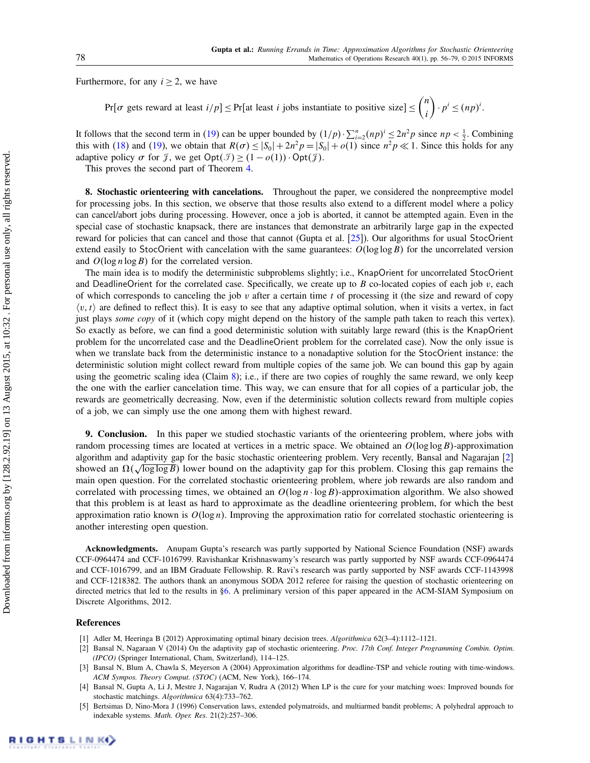Furthermore, for any $i \geq 2$, we have

$$\Pr[\sigma \text{ gets reward at least } i/p] \leq \Pr[\text{at least } i \text{ jobs instantiate to positive size}] \leq \binom{n}{i} \cdot p^i \leq (np)^i.$$

It follows that the second term in (19) can be upper bounded by $(1/p) \cdot \sum_{i=2}^{n} (np)^i \leq 2n^2 p$ since $np < \frac{1}{2}$. Combining this with (18) and (19), we obtain that $R(\sigma) \leq |S_0| + 2n^2 p = |S_0| + o(1)$ since $n^2 p \ll 1$. Since this holds for any adaptive policy $\sigma$ for $\mathcal{J}$, we get $\mathsf{Opt}(\mathcal{I}) \geq (1 - o(1)) \cdot \mathsf{Opt}(\mathcal{J})$.

This proves the second part of Theorem 4.

**8. Stochastic orienteering with cancelations.** Throughout the paper, we considered the nonpreemptive model for processing jobs. In this section, we observe that those results also extend to a different model where a policy can cancel/abort jobs during processing. However, once a job is aborted, it cannot be attempted again. Even in the special case of stochastic knapsack, there are instances that demonstrate an arbitrarily large gap in the expected reward for policies that can cancel and those that cannot (Gupta et al. [25]). Our algorithms for usual StocOrient extend easily to StocOrient with cancelation with the same guarantees: $O(\log\log B)$ for the uncorrelated version and $O(\log n \log B)$ for the correlated version.

The main idea is to modify the deterministic subproblems slightly; i.e., KnapOrient for uncorrelated StocOrient and DeadlineOrient for the correlated case. Specifically, we create up to $B$ co-located copies of each job $v$, each of which corresponds to canceling the job $v$ after a certain time $t$ of processing it (the size and reward of copy $\langle v, t\rangle$ are defined to reflect this). It is easy to see that any adaptive optimal solution, when it visits a vertex, in fact just plays *some copy* of it (which copy might depend on the history of the sample path taken to reach this vertex). So exactly as before, we can find a good deterministic solution with suitably large reward (this is the KnapOrient problem for the uncorrelated case and the DeadlineOrient problem for the correlated case). Now the only issue is when we translate back from the deterministic instance to a nonadaptive solution for the StocOrient instance: the deterministic solution might collect reward from multiple copies of the same job. We can bound this gap by again using the geometric scaling idea (Claim 8); i.e., if there are two copies of roughly the same reward, we only keep the one with the earlier cancelation time. This way, we can ensure that for all copies of a particular job, the rewards are geometrically decreasing. Now, even if the deterministic solution collects reward from multiple copies of a job, we can simply use the one among them with highest reward.

**9. Conclusion.** In this paper we studied stochastic variants of the orienteering problem, where jobs with random processing times are located at vertices in a metric space. We obtained an $O(\log\log B)$-approximation algorithm and adaptivity gap for the basic stochastic orienteering problem. Very recently, Bansal and Nagarajan [2] showed an $\Omega(\sqrt{\log\log B})$ lower bound on the adaptivity gap for this problem. Closing this gap remains the main open question. For the correlated stochastic orienteering problem, where job rewards are also random and correlated with processing times, we obtained an $O(\log n \cdot \log B)$-approximation algorithm. We also showed that this problem is at least as hard to approximate as the deadline orienteering problem, for which the best approximation ratio known is $O(\log n)$. Improving the approximation ratio for correlated stochastic orienteering is another interesting open question.

**Acknowledgments.** Anupam Gupta's research was partly supported by National Science Foundation (NSF) awards CCF-0964474 and CCF-1016799. Ravishankar Krishnaswamy's research was partly supported by NSF awards CCF-0964474 and CCF-1016799, and an IBM Graduate Fellowship. R. Ravi's research was partly supported by NSF awards CCF-1143998 and CCF-1218382. The authors thank an anonymous SODA 2012 referee for raising the question of stochastic orienteering on directed metrics that led to the results in §6. A preliminary version of this paper appeared in the ACM-SIAM Symposium on Discrete Algorithms, 2012.

## References

[1] Adler M, Heeringa B (2012) Approximating optimal binary decision trees. *Algorithmica* 62(3–4):1112–1121.

[2] Bansal N, Nagaraan V (2014) On the adaptivity gap of stochastic orienteering. *Proc. 17th Conf. Integer Programming Combin. Optim. (IPCO)* (Springer International, Cham, Switzerland), 114–125.

[3] Bansal N, Blum A, Chawla S, Meyerson A (2004) Approximation algorithms for deadline-TSP and vehicle routing with time-windows. *ACM Sympos. Theory Comput. (STOC)* (ACM, New York), 166–174.

[4] Bansal N, Gupta A, Li J, Mestre J, Nagarajan V, Rudra A (2012) When LP is the cure for your matching woes: Improved bounds for stochastic matchings. *Algorithmica* 63(4):733–762.

[5] Bertsimas D, Nino-Mora J (1996) Conservation laws, extended polymatroids, and multiarmed bandit problems; A polyhedral approach to indexable systems. *Math. Oper. Res.* 21(2):257–306.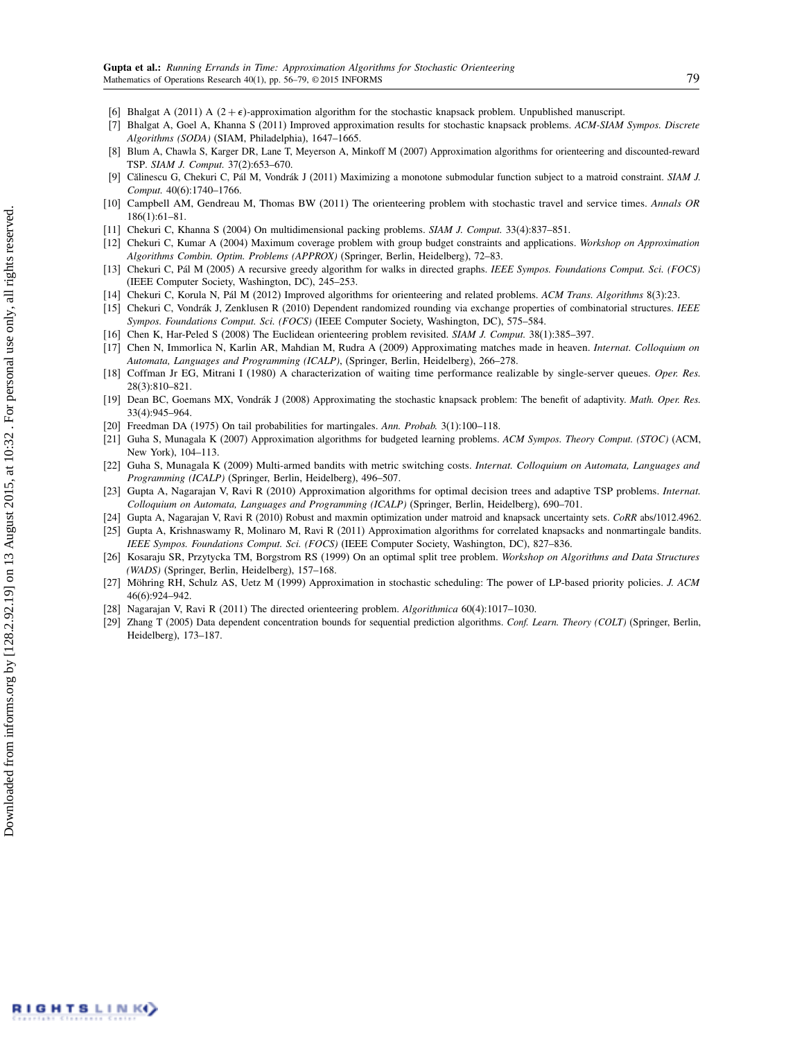[6] Bhalgat A (2011) A $(2 + \epsilon)$-approximation algorithm for the stochastic knapsack problem. Unpublished manuscript.

[7] Bhalgat A, Goel A, Khanna S (2011) Improved approximation results for stochastic knapsack problems. *ACM-SIAM Sympos. Discrete Algorithms (SODA)* (SIAM, Philadelphia), 1647–1665.

[8] Blum A, Chawla S, Karger DR, Lane T, Meyerson A, Minkoff M (2007) Approximation algorithms for orienteering and discounted-reward TSP. *SIAM J. Comput.* 37(2):653–670.

[9] Călinescu G, Chekuri C, Pál M, Vondrák J (2011) Maximizing a monotone submodular function subject to a matroid constraint. *SIAM J. Comput.* 40(6):1740–1766.

[10] Campbell AM, Gendreau M, Thomas BW (2011) The orienteering problem with stochastic travel and service times. *Annals OR* 186(1):61–81.

[11] Chekuri C, Khanna S (2004) On multidimensional packing problems. *SIAM J. Comput.* 33(4):837–851.

[12] Chekuri C, Kumar A (2004) Maximum coverage problem with group budget constraints and applications. *Workshop on Approximation Algorithms Combin. Optim. Problems (APPROX)* (Springer, Berlin, Heidelberg), 72–83.

[13] Chekuri C, Pál M (2005) A recursive greedy algorithm for walks in directed graphs. *IEEE Sympos. Foundations Comput. Sci. (FOCS)* (IEEE Computer Society, Washington, DC), 245–253.

[14] Chekuri C, Korula N, Pál M (2012) Improved algorithms for orienteering and related problems. *ACM Trans. Algorithms* 8(3):23.

[15] Chekuri C, Vondrák J, Zenklusen R (2010) Dependent randomized rounding via exchange properties of combinatorial structures. *IEEE Sympos. Foundations Comput. Sci. (FOCS)* (IEEE Computer Society, Washington, DC), 575–584.

[16] Chen K, Har-Peled S (2008) The Euclidean orienteering problem revisited. *SIAM J. Comput.* 38(1):385–397.

[17] Chen N, Immorlica N, Karlin AR, Mahdian M, Rudra A (2009) Approximating matches made in heaven. *Internat. Colloquium on Automata, Languages and Programming (ICALP)*, (Springer, Berlin, Heidelberg), 266–278.

[18] Coffman Jr EG, Mitrani I (1980) A characterization of waiting time performance realizable by single-server queues. *Oper. Res.* 28(3):810–821.

[19] Dean BC, Goemans MX, Vondrák J (2008) Approximating the stochastic knapsack problem: The benefit of adaptivity. *Math. Oper. Res.* 33(4):945–964.

[20] Freedman DA (1975) On tail probabilities for martingales. *Ann. Probab.* 3(1):100–118.

[21] Guha S, Munagala K (2007) Approximation algorithms for budgeted learning problems. *ACM Sympos. Theory Comput. (STOC)* (ACM, New York), 104–113.

[22] Guha S, Munagala K (2009) Multi-armed bandits with metric switching costs. *Internat. Colloquium on Automata, Languages and Programming (ICALP)* (Springer, Berlin, Heidelberg), 496–507.

[23] Gupta A, Nagarajan V, Ravi R (2010) Approximation algorithms for optimal decision trees and adaptive TSP problems. *Internat. Colloquium on Automata, Languages and Programming (ICALP)* (Springer, Berlin, Heidelberg), 690–701.

[24] Gupta A, Nagarajan V, Ravi R (2010) Robust and maxmin optimization under matroid and knapsack uncertainty sets. *CoRR* abs/1012.4962.

[25] Gupta A, Krishnaswamy R, Molinaro M, Ravi R (2011) Approximation algorithms for correlated knapsacks and nonmartingale bandits. *IEEE Sympos. Foundations Comput. Sci. (FOCS)* (IEEE Computer Society, Washington, DC), 827–836.

[26] Kosaraju SR, Przytycka TM, Borgstrom RS (1999) On an optimal split tree problem. *Workshop on Algorithms and Data Structures (WADS)* (Springer, Berlin, Heidelberg), 157–168.

[27] Möhring RH, Schulz AS, Uetz M (1999) Approximation in stochastic scheduling: The power of LP-based priority policies. *J. ACM* 46(6):924–942.

[28] Nagarajan V, Ravi R (2011) The directed orienteering problem. *Algorithmica* 60(4):1017–1030.

[29] Zhang T (2005) Data dependent concentration bounds for sequential prediction algorithms. *Conf. Learn. Theory (COLT)* (Springer, Berlin, Heidelberg), 173–187.